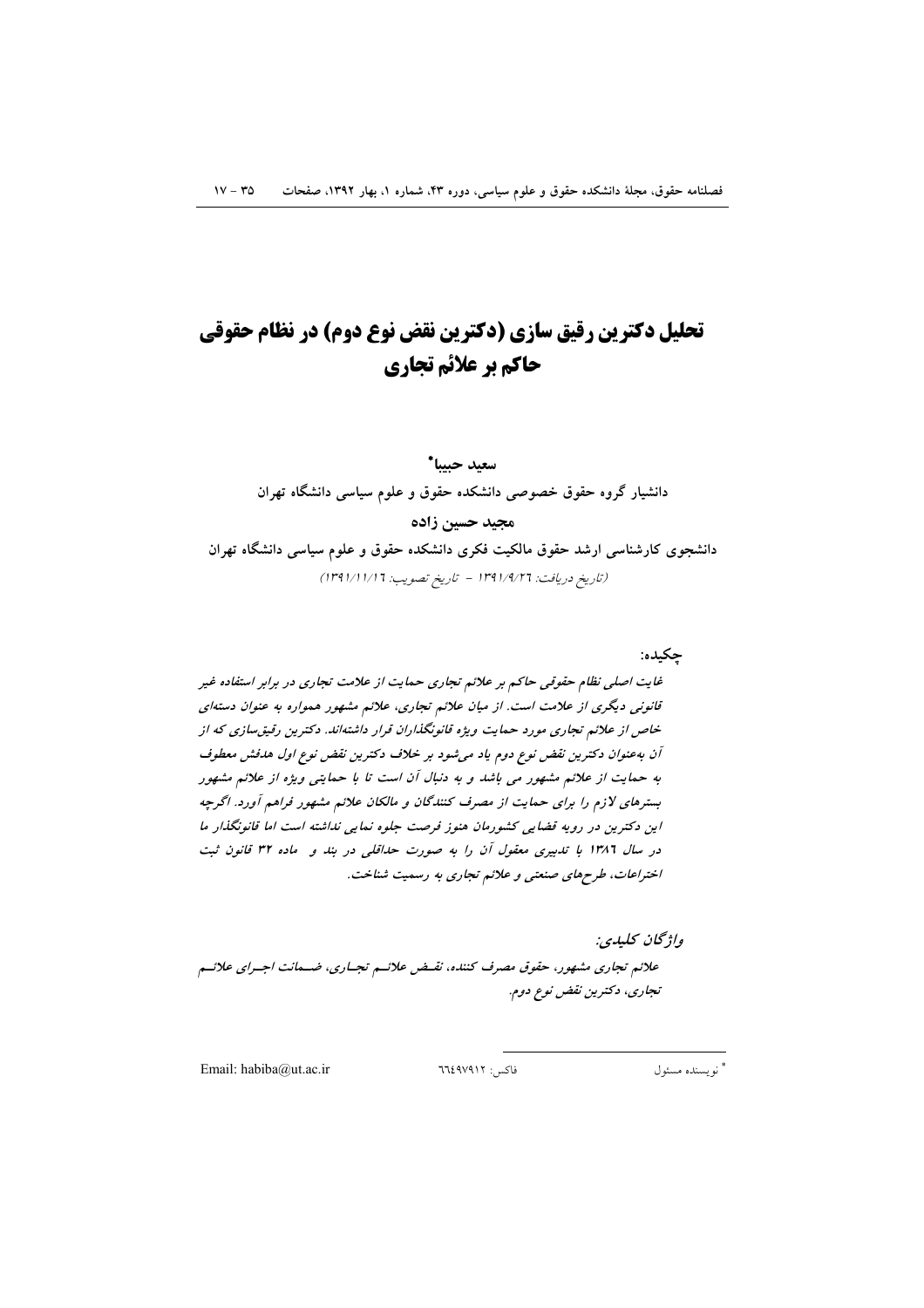# تحلیل دکترین رقیق سازی (دکترین نقض نوع دوم) در نظام حقوقی حاکم بر علائم تجاری

**سعید حبیبا***

**دانشیار گروه حقوق خصوصی دانشکده حقوق و علوم سیاسی دانشگاه تهران**

**مجید حسین زاده**

**دانشجوی کارشناسی ارشد حقوق مالکیت فکری دانشکده حقوق و علوم سیاسی دانشگاه تهران**

(تاریخ دریافت: ۱۳۹۱/۹/۲٦ - تاریخ تصویب: ۱۳۹۱/۱۱/۱٦)

**چکیده:**

*غایت اصلی نظام حقوقی حاکم بر علائم تجاری حمایت از علامت تجاری در برابر استفاده غیر قانونی دیگری از علامت است. از میان علائم تجاری، علائم مشهور همواره به عنوان دسته‌ای خاص از علائم تجاری مورد حمایت ویژه قانونگذاران قرار داشته‌اند. دکترین رقیق‌سازی که از آن به‌عنوان دکترین نقض نوع دوم یاد می‌شود بر خلاف دکترین نقض نوع اول هدفش معطوف به حمایت از علائم مشهور می باشد و به دنبال آن است تا با حمایتی ویژه از علائم مشهور بسترهای لازم را برای حمایت از مصرف کنندگان و مالکان علائم مشهور فراهم آورد. اگرچه این دکترین در رویه قضایی کشورمان هنوز فرصت جلوه نمایی نداشته است اما قانونگذار ما در سال ۱۳۸٦ با تدبیری معقول آن را به صورت حداقلی در بند و ماده ۳۲ قانون ثبت اختراعات، طرح‌های صنعتی و علائم تجاری به رسمیت شناخت.*

*واژگان کلیدی:*

*علائم تجاری مشهور، حقوق مصرف کننده، نقض علائم تجاری، ضمانت اجرای علائم تجاری، دکترین نقض نوع دوم.*

---

* نویسنده مسئول &nbsp;&nbsp;&nbsp;&nbsp; فاکس: ٦٦٤٩٧٩١٢ &nbsp;&nbsp;&nbsp;&nbsp; Email: habiba@ut.ac.ir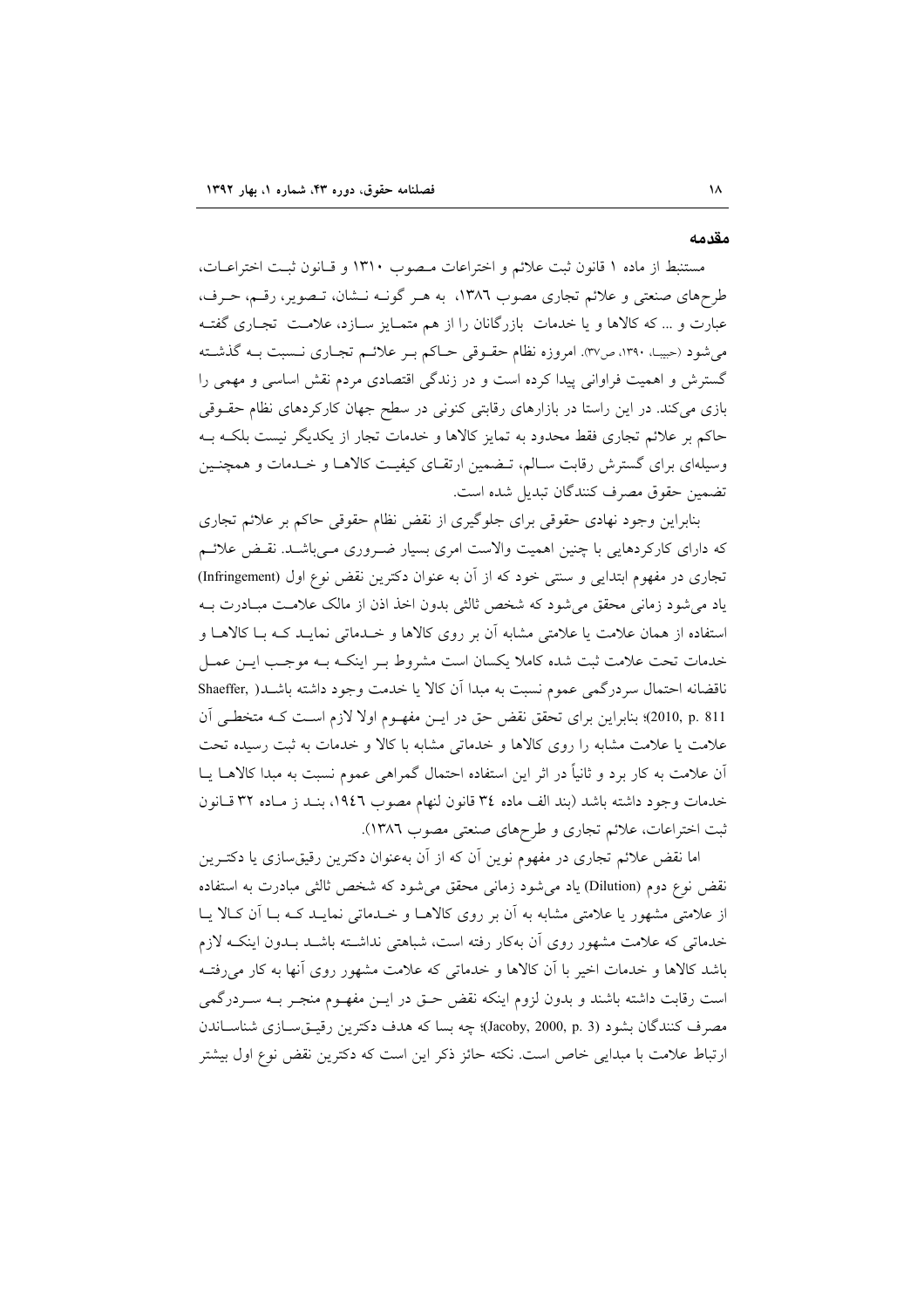## مقدمه

مستنبط از ماده ۱ قانون ثبت علائم و اختراعات مصوب ۱۳۱۰ و قانون ثبت اختراعات، طرح‌های صنعتی و علائم تجاری مصوب ۱۳۸۶، به هر گونه نشان، تصویر، رقم، حرف، عبارت و ... که کالاها و یا خدمات بازرگانان را از هم متمایز سازد، علامت تجاری گفته می‌شود (حبیبا، ۱۳۹۰، ص۳۷). امروزه نظام حقوقی حاکم بر علائم تجاری نسبت به گذشته گسترش و اهمیت فراوانی پیدا کرده است و در زندگی اقتصادی مردم نقش اساسی و مهمی را بازی می‌کند. در این راستا در بازارهای رقابتی کنونی در سطح جهان کارکردهای نظام حقوقی حاکم بر علائم تجاری فقط محدود به تمایز کالاها و خدمات تجار از یکدیگر نیست بلکه به وسیله‌ای برای گسترش رقابت سالم، تضمین ارتقای کیفیت کالاها و خدمات و همچنین تضمین حقوق مصرف کنندگان تبدیل شده است.

بنابراین وجود نهادی حقوقی برای جلوگیری از نقض نظام حقوقی حاکم بر علائم تجاری که دارای کارکردهایی با چنین اهمیت والاست امری بسیار ضروری می‌باشد. نقض علائم تجاری در مفهوم ابتدایی و سنتی خود که از آن به عنوان دکترین نقض نوع اول (Infringement) یاد می‌شود زمانی محقق می‌شود که شخص ثالثی بدون اخذ اذن از مالک علامت مبادرت به استفاده از همان علامت یا علامتی مشابه آن بر روی کالاها و خدماتی نماید که با کالاها و خدمات تحت علامت ثبت شده کاملا یکسان است مشروط بر اینکه به موجب این عمل ناقضانه احتمال سردرگمی عموم نسبت به مبدا آن کالا یا خدمت وجود داشته باشد( Shaeffer, 2010, p. 811)؛ بنابراین برای تحقق نقض حق در این مفهوم اولا لازم است که متخطی آن علامت یا علامت مشابه را روی کالاها و خدماتی مشابه با کالا و خدمات به ثبت رسیده تحت آن علامت به کار برد و ثانیاً در اثر این استفاده احتمال گمراهی عموم نسبت به مبدا کالاها یا خدمات وجود داشته باشد (بند الف ماده ۳۴ قانون لنهام مصوب ۱۹۴۶، بند ز ماده ۳۲ قانون ثبت اختراعات، علائم تجاری و طرح‌های صنعتی مصوب ۱۳۸۶).

اما نقض علائم تجاری در مفهوم نوین آن که از آن به‌عنوان دکترین رقیق‌سازی یا دکترین نقض نوع دوم (Dilution) یاد می‌شود زمانی محقق می‌شود که شخص ثالثی مبادرت به استفاده از علامتی مشهور یا علامتی مشابه به آن بر روی کالاها و خدماتی نماید که با آن کالا یا خدماتی که علامت مشهور روی آن به‌کار رفته است، شباهتی نداشته باشد بدون اینکه لازم باشد کالاها و خدمات اخیر با آن کالاها و خدماتی که علامت مشهور روی آنها به کار می‌رفته است رقابت داشته باشند و بدون لزوم اینکه نقض حق در این مفهوم منجر به سردرگمی مصرف کنندگان بشود (Jacoby, 2000, p. 3)؛ چه بسا که هدف دکترین رقیق‌سازی شناساندن ارتباط علامت با مبدایی خاص است. نکته حائز ذکر این است که دکترین نقض نوع اول بیشتر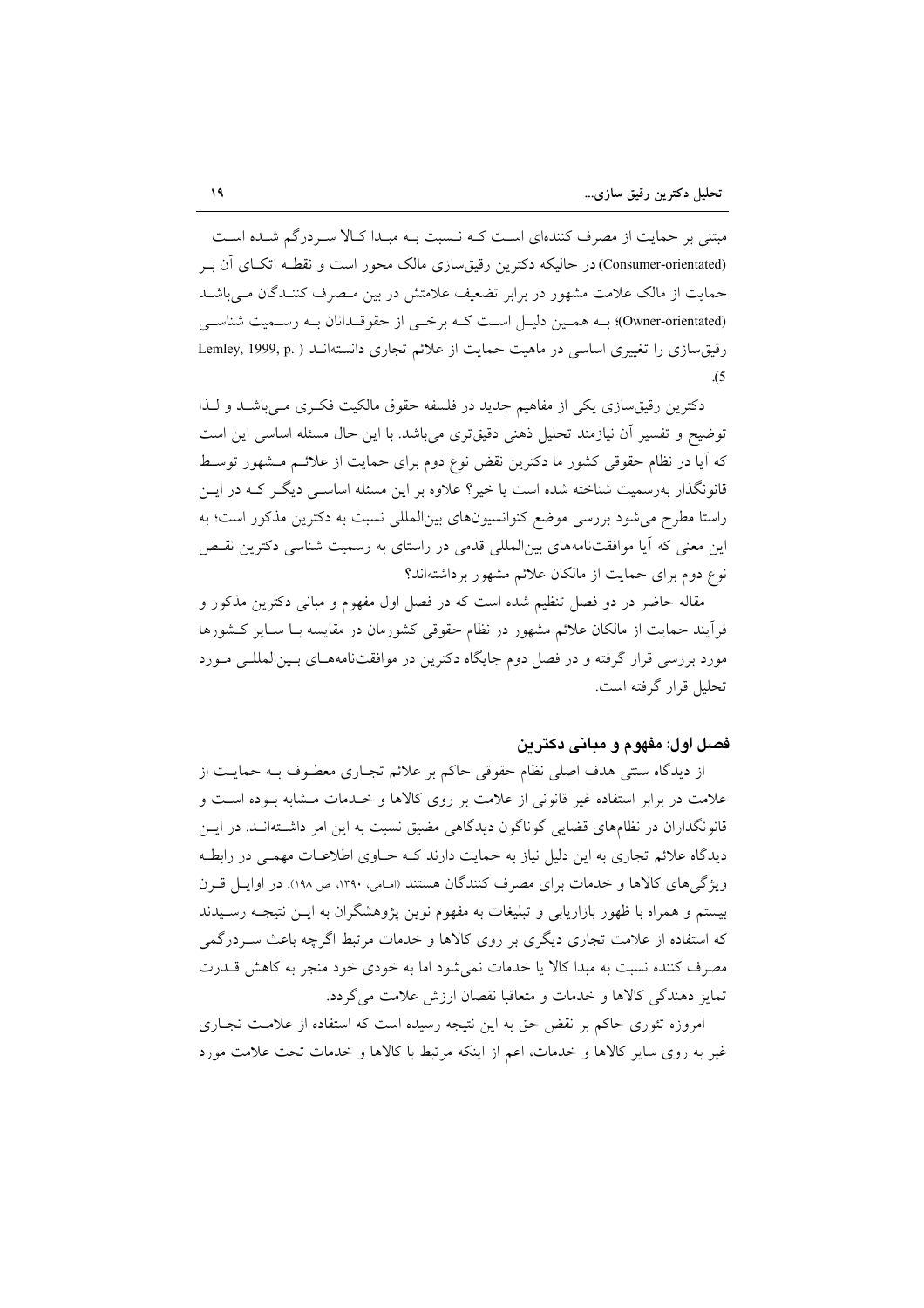مبتنی بر حمایت از مصرف کننده‌ای است که نسبت به مبدا کالا سردرگم شده است (Consumer-orientated) در حالیکه دکترین رقیق‌سازی مالک محور است و نقطه اتکای آن بر حمایت از مالک علامت مشهور در برابر تضعیف علامتش در بین مصرف کنندگان می‌باشد (Owner-orientated)؛ به همین دلیل است که برخی از حقوقدانان به رسمیت شناسی رقیق‌سازی را تغییری اساسی در ماهیت حمایت از علائم تجاری دانسته‌اند (Lemley, 1999, p. 5).

دکترین رقیق‌سازی یکی از مفاهیم جدید در فلسفه حقوق مالکیت فکری می‌باشد و لذا توضیح و تفسیر آن نیازمند تحلیل ذهنی دقیق‌تری می‌باشد. با این حال مسئله اساسی این است که آیا در نظام حقوقی کشور ما دکترین نقض نوع دوم برای حمایت از علائم مشهور توسط قانونگذار به‌رسمیت شناخته شده است یا خیر؟ علاوه بر این مسئله اساسی دیگر که در این راستا مطرح می‌شود بررسی موضع کنوانسیون‌های بین‌المللی نسبت به دکترین مذکور است؛ به این معنی که آیا موافقت‌نامه‌های بین‌المللی قدمی در راستای به رسمیت شناسی دکترین نقض نوع دوم برای حمایت از مالکان علائم مشهور برداشته‌اند؟

مقاله حاضر در دو فصل تنظیم شده است که در فصل اول مفهوم و مبانی دکترین مذکور و فرآیند حمایت از مالکان علائم مشهور در نظام حقوقی کشورمان در مقایسه با سایر کشورها مورد بررسی قرار گرفته و در فصل دوم جایگاه دکترین در موافقت‌نامه‌های بین‌المللی مورد تحلیل قرار گرفته است.

## فصل اول: مفهوم و مبانی دکترین

از دیدگاه سنتی هدف اصلی نظام حقوقی حاکم بر علائم تجاری معطوف به حمایت از علامت در برابر استفاده غیر قانونی از علامت بر روی کالاها و خدمات مشابه بوده است و قانونگذاران در نظام‌های قضایی گوناگون دیدگاهی مضیق نسبت به این امر داشته‌اند. در این دیدگاه علائم تجاری به این دلیل نیاز به حمایت دارند که حاوی اطلاعات مهمی در رابطه ویژگی‌های کالاها و خدمات برای مصرف کنندگان هستند (امامی، ۱۳۹۰، ص ۱۹۸). در اوایل قرن بیستم و همراه با ظهور بازاریابی و تبلیغات به مفهوم نوین پژوهشگران به این نتیجه رسیدند که استفاده از علامت تجاری دیگری بر روی کالاها و خدمات مرتبط اگرچه باعث سردرگمی مصرف کننده نسبت به مبدا کالا یا خدمات نمی‌شود اما به خودی خود منجر به کاهش قدرت تمایز دهندگی کالاها و خدمات و متعاقبا نقصان ارزش علامت می‌گردد.

امروزه تئوری حاکم بر نقض حق به این نتیجه رسیده است که استفاده از علامت تجاری غیر به روی سایر کالاها و خدمات، اعم از اینکه مرتبط با کالاها و خدمات تحت علامت مورد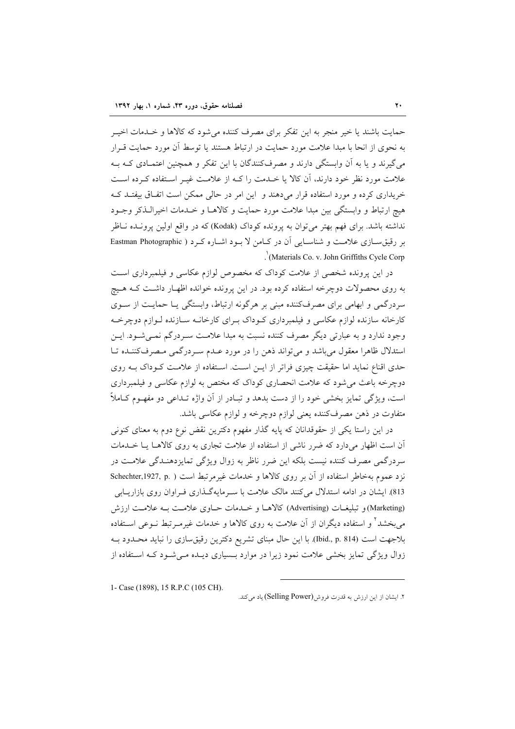حمایت باشند یا خیر منجر به این تفکر برای مصرف کننده می‌شود که کالاها و خـدمات اخیـر به نحوی از انحا با مبدا علامت مورد حمایت در ارتباط هستند یا توسط آن مورد حمایت قـرار می‌گیرند و یا به آن وابستگی دارند و مصرف‌کنندگان با این تفکر و همچنین اعتمـادی کـه بـه علامت مورد نظر خود دارند، آن کالا یا خـدمت را کـه از علامـت غیـر اسـتفاده کـرده اسـت خریداری کرده و مورد استفاده قرار می‌دهند و این امر در حالی ممکن است اتفـاق بیفتـد کـه هیچ ارتباط و وابستگی بین مبدا علامت مورد حمایت و کالاهـا و خـدمات اخیرالـذکر وجـود نداشته باشد. برای فهم بهتر می‌توان به پرونده کوداک (Kodak) که در واقع اولین پرونـده نـاظر بر رقیق‌سـازی علامـت و شناسـایی آن در کـامن لا بـود اشـاره کـرد ( Eastman Photographic Materials Co. v. John Griffiths Cycle Corp)[1].

در این پرونده شخصی از علامت کوداک که مخصوص لوازم عکاسی و فیلمبرداری اسـت به روی محصولات دوچرخه استفاده کرده بود. در این پرونده خوانده اظهـار داشـت کـه هـیچ سردرگمی و ابهامی برای مصرف‌کننده مبنی بر هرگونه ارتباط، وابستگی یـا حمایـت از سـوی کارخانه سازنده لوازم عکاسی و فیلمبرداری کـوداک بـرای کارخانـه سـازنده لـوازم دوچرخـه وجود ندارد و به عبارتی دیگر مصرف کننده نسبت به مبدا علامـت سـردرگم نمـی‌شـود. ایـن استدلال ظاهرا معقول می‌باشد و می‌تواند ذهن را در مورد عـدم سـردرگمی مـصرف‌کننـده تـا حدی اقناع نماید اما حقیقت چیزی فراتر از ایـن اسـت. اسـتفاده از علامـت کـوداک بـه روی دوچرخه باعث می‌شود که علامت انحصاری کوداک که مختص به لوازم عکاسی و فیلمبرداری است، ویژگی تمایز بخشی خود را از دست بدهد و تبـادر از آن واژه تـداعی دو مفهـوم کـاملاً متفاوت در ذهن مصرف‌کننده یعنی لوازم دوچرخه و لوازم عکاسی باشد.

در این راستا یکی از حقوقدانان که پایه گذار مفهوم دکترین نقض نوع دوم به معنای کنونی آن است اظهار می‌دارد که ضرر ناشی از استفاده از علامت تجاری به روی کالاهـا یـا خـدمات سردرگمی مصرف کننده نیست بلکه این ضرر ناظر به زوال ویژگی تمایزدهنـدگی علامـت در نزد عموم به‌خاطر استفاده از آن بر روی کالاها و خدمات غیرمرتبط است (Schechter,1927, p. 813). ایشان در ادامه استدلال می‌کنند مالک علامت با سـرمایه‌گـذاری فـراوان روی بازاریـابی (Marketing) و تبلیغـات (Advertising) کالاهـا و خـدمات حـاوی علامـت بـه علامـت ارزش می‌بخشد[2] و استفاده دیگران از آن علامت به روی کالاها و خدمات غیرمـرتبط نـوعی اسـتفاده بلاجهت است (Ibid., p. 814). با این حال مبنای تشریع دکترین رقیق‌سازی را نباید محـدود بـه زوال ویژگی تمایز بخشی علامت نمود زیرا در موارد بـسیاری دیـده مـی‌شـود کـه اسـتفاده از

---

1- Case (1898), 15 R.P.C (105 CH).

۲. ایشان از این ارزش به قدرت فروش(Selling Power) یاد می‌کند.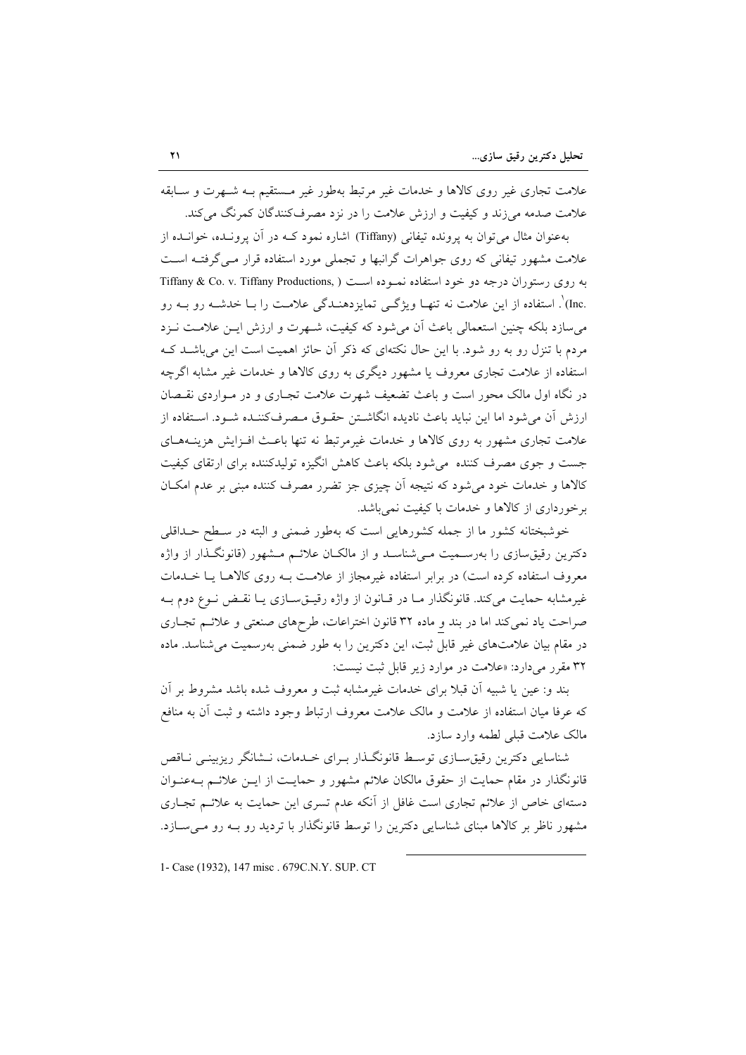علامت تجاری غیر روی کالاها و خدمات غیر مرتبط به‌طور غیر مستقیم بـه شـهرت و سـابقه علامت صدمه می‌زند و کیفیت و ارزش علامت را در نزد مصرف‌کنندگان کمرنگ می‌کند.

به‌عنوان مثال می‌توان به پرونده تیفانی (Tiffany) اشاره نمود کـه در آن پرونـده، خوانـده از علامت مشهور تیفانی که روی جواهرات گرانبها و تجملی مورد استفاده قرار مـی‌گرفتـه اسـت به روی رستوران درجه دو خود استفاده نمـوده اسـت ( Tiffany & Co. v. Tiffany Productions, Inc.)[1]. استفاده از این علامت نه تنهـا ویژگـی تمایزدهنـدگی علامـت را بـا خدشـه رو بـه رو می‌سازد بلکه چنین استعمالی باعث آن می‌شود که کیفیت، شـهرت و ارزش ایـن علامـت نـزد مردم با تنزل رو به رو شود. با این حال نکته‌ای که ذکر آن حائز اهمیت است این می‌باشـد کـه استفاده از علامت تجاری معروف یا مشهور دیگری به روی کالاها و خدمات غیر مشابه اگرچه در نگاه اول مالک محور است و باعث تضعیف شهرت علامت تجـاری و در مـواردی نقـصان ارزش آن می‌شود اما این نباید باعث نادیده انگاشـتن حقـوق مـصرف‌کننـده شـود. اسـتفاده از علامت تجاری مشهور به روی کالاها و خدمات غیرمرتبط نه تنها باعـث افـزایش هزینـه‌هـای جست و جوی مصرف کننده می‌شود بلکه باعث کاهش انگیزه تولیدکننده برای ارتقای کیفیت کالاها و خدمات خود می‌شود که نتیجه آن چیزی جز تضرر مصرف کننده مبنی بر عدم امکـان برخورداری از کالاها و خدمات با کیفیت نمی‌باشد.

خوشبختانه کشور ما از جمله کشورهایی است که به‌طور ضمنی و البته در سـطح حـداقلی دکترین رقیق‌سازی را به‌رسـمیت مـی‌شناسـد و از مالکـان علائـم مـشهور (قانونگـذار از واژه معروف استفاده کرده است) در برابر استفاده غیرمجاز از علامـت بـه روی کالاهـا یـا خـدمات غیرمشابه حمایت می‌کند. قانونگذار مـا در قـانون از واژه رقیـق‌سـازی یـا نقـض نـوع دوم بـه صراحت یاد نمی‌کند اما در بند و ماده ۳۲ قانون اختراعات، طرح‌های صنعتی و علائـم تجـاری در مقام بیان علامت‌های غیر قابل ثبت، این دکترین را به طور ضمنی به‌رسمیت می‌شناسد. ماده ۳۲ مقرر می‌دارد: «علامت در موارد زیر قابل ثبت نیست:

بند و: عین یا شبیه آن قبلا برای خدمات غیرمشابه ثبت و معروف شده باشد مشروط بر آن که عرفا میان استفاده از علامت و مالک علامت معروف ارتباط وجود داشته و ثبت آن به منافع مالک علامت قبلی لطمه وارد سازد.

شناسایی دکترین رقیق‌سـازی توسـط قانونگـذار بـرای خـدمات، نـشانگر ریزبینـی نـاقص قانونگذار در مقام حمایت از حقوق مالکان علائم مشهور و حمایـت از ایـن علائـم بـه‌عنـوان دسته‌ای خاص از علائم تجاری است غافل از آنکه عدم تسری این حمایت به علائـم تجـاری مشهور ناظر بر کالاها مبنای شناسایی دکترین را توسط قانونگذار با تردید رو بـه رو مـی‌سـازد.

---

1- Case (1932), 147 misc . 679C.N.Y. SUP. CT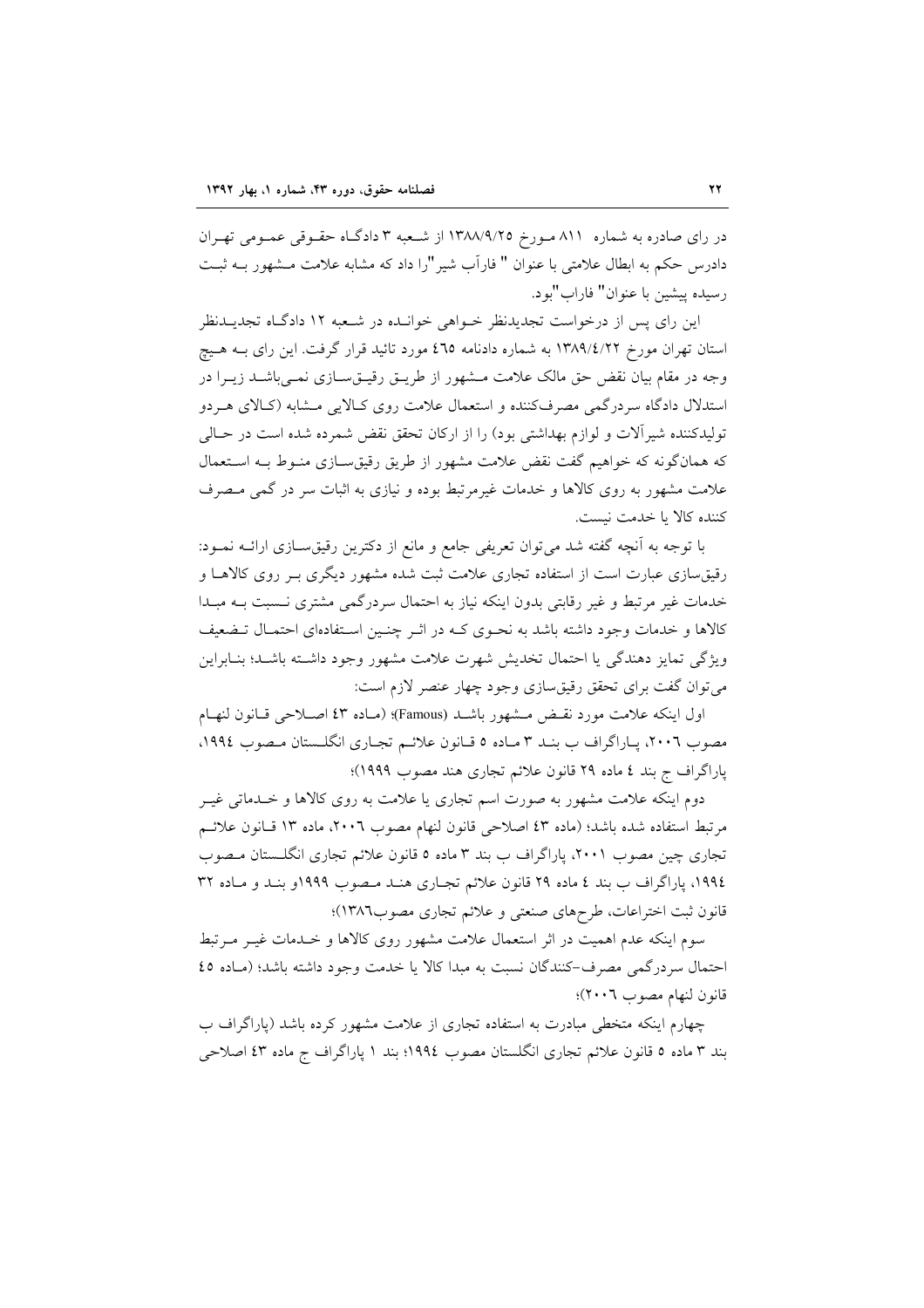در رای صادره به شماره ۸۱۱ مورخ ۱۳۸۸/۹/۲۵ از شعبه ۳ دادگاه حقوقی عمومی تهران دادرس حکم به ابطال علامتی با عنوان " فاراَب شیر"را داد که مشابه علامت مشهور به ثبت رسیده پیشین با عنوان" فاراب"بود.

این رای پس از درخواست تجدیدنظر خواهی خوانده در شعبه ۱۲ دادگاه تجدیدنظر استان تهران مورخ ۱۳۸۹/٤/۲۲ به شماره دادنامه ٤٦٥ مورد تائید قرار گرفت. این رای به هیچ وجه در مقام بیان نقض حق مالک علامت مشهور از طریق رقیق‌سازی نمی‌باشد زیرا در استدلال دادگاه سردرگمی مصرف‌کننده و استعمال علامت روی کالایی مشابه (کالای هردو تولیدکننده شیرآلات و لوازم بهداشتی بود) را از ارکان تحقق نقض شمرده شده است در حالی که همان‌گونه که خواهیم گفت نقض علامت مشهور از طریق رقیق‌سازی منوط به استعمال علامت مشهور به روی کالاها و خدمات غیرمرتبط بوده و نیازی به اثبات سر در گمی مصرف کننده کالا یا خدمت نیست.

با توجه به آنچه گفته شد می‌توان تعریفی جامع و مانع از دکترین رقیق‌سازی ارائه نمود: رقیق‌سازی عبارت است از استفاده تجاری علامت ثبت شده مشهور دیگری بر روی کالاها و خدمات غیر مرتبط و غیر رقابتی بدون اینکه نیاز به احتمال سردرگمی مشتری نسبت به مبدا کالاها و خدمات وجود داشته باشد به نحوی که در اثر چنین استفاده‌ای احتمال تضعیف ویژگی تمایز دهندگی یا احتمال تخدیش شهرت علامت مشهور وجود داشته باشد؛ بنابراین می‌توان گفت برای تحقق رقیق‌سازی وجود چهار عنصر لازم است:

اول اینکه علامت مورد نقض مشهور باشد (Famous)؛ (ماده ٤۳ اصلاحی قانون لنهام مصوب ۲۰۰٦، پاراگراف ب بند ۳ ماده ٥ قانون علائم تجاری انگلستان مصوب ۱۹۹٤، پاراگراف ج بند ٤ ماده ۲۹ قانون علائم تجاری هند مصوب ۱۹۹۹)؛

دوم اینکه علامت مشهور به صورت اسم تجاری یا علامت به روی کالاها و خدماتی غیر مرتبط استفاده شده باشد؛ (ماده ٤۳ اصلاحی قانون لنهام مصوب ۲۰۰٦، ماده ۱۳ قانون علائم تجاری چین مصوب ۲۰۰۱، پاراگراف ب بند ۳ ماده ٥ قانون علائم تجاری انگلستان مصوب ۱۹۹٤، پاراگراف ب بند ٤ ماده ۲۹ قانون علائم تجاری هند مصوب ۱۹۹۹و بند و ماده ۳۲ قانون ثبت اختراعات، طرح‌های صنعتی و علائم تجاری مصوب۱۳۸٦)؛

سوم اینکه عدم اهمیت در اثر استعمال علامت مشهور روی کالاها و خدمات غیر مرتبط احتمال سردرگمی مصرف-کنندگان نسبت به مبدا کالا یا خدمت وجود داشته باشد؛ (ماده ٤٥ قانون لنهام مصوب ۲۰۰٦)؛

چهارم اینکه متخطی مبادرت به استفاده تجاری از علامت مشهور کرده باشد (پاراگراف ب بند ۳ ماده ٥ قانون علائم تجاری انگلستان مصوب ۱۹۹٤؛ بند ۱ پاراگراف ج ماده ٤۳ اصلاحی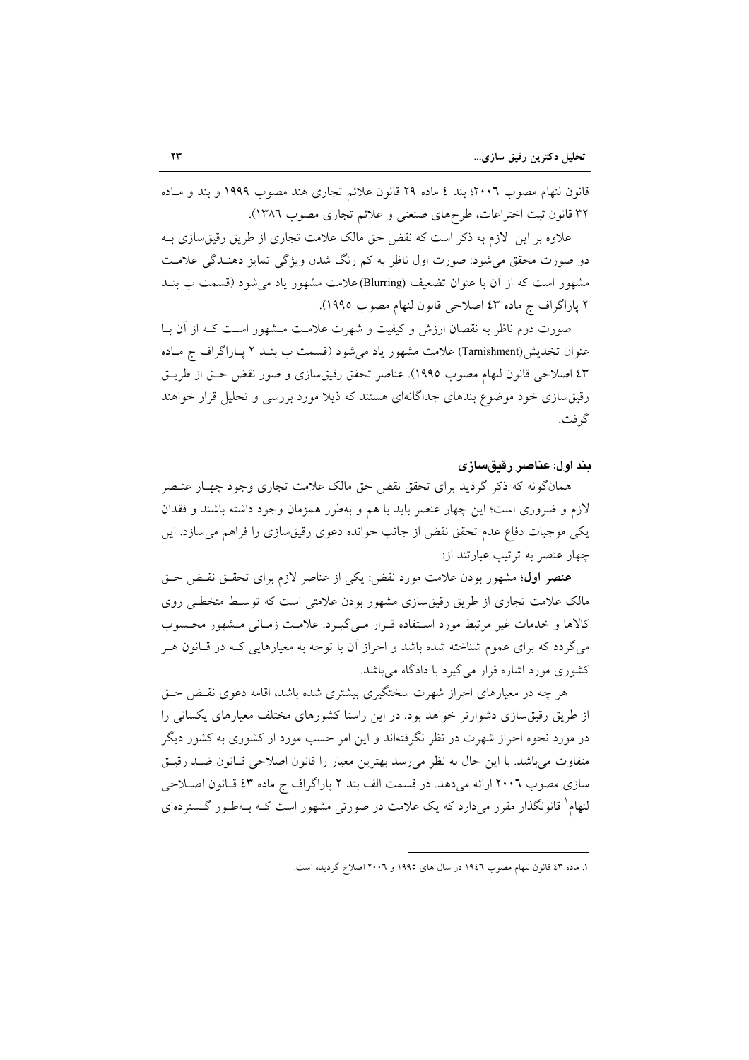قانون لنهام مصوب ۲۰۰۶؛ بند ٤ ماده ۲۹ قانون علائم تجاری هند مصوب ۱۹۹۹ و بند و مـاده ۳۲ قانون ثبت اختراعات، طرح‌های صنعتی و علائم تجاری مصوب ۱۳۸٦).

علاوه بر این لازم به ذکر است که نقض حق مالک علامت تجاری از طریق رقیق‌سازی بـه دو صورت محقق می‌شود: صورت اول ناظر به کم رنگ شدن ویژگی تمایز دهنـدگی علامـت مشهور است که از آن با عنوان تضعیف (Blurring) علامت مشهور یاد می‌شود (قسمت ب بنـد ۲ پاراگراف ج ماده ٤۳ اصلاحی قانون لنهام مصوب ۱۹۹۵).

صورت دوم ناظر به نقصان ارزش و کیفیت و شهرت علامـت مـشهور اسـت کـه از آن بـا عنوان تخدیش (Tarnishment) علامت مشهور یاد می‌شود (قسمت ب بنـد ۲ پـاراگراف ج مـاده ٤۳ اصلاحی قانون لنهام مصوب ۱۹۹۵). عناصر تحقق رقیق‌سازی و صور نقض حـق از طریـق رقیق‌سازی خود موضوع بندهای جداگانه‌ای هستند که ذیلا مورد بررسی و تحلیل قرار خواهند گرفت.

### بند اول: عناصر رقیق‌سازی

همان‌گونه که ذکر گردید برای تحقق نقض حق مالک علامت تجاری وجود چهـار عنـصر لازم و ضروری است؛ این چهار عنصر باید با هم و به‌طور همزمان وجود داشته باشند و فقدان یکی موجبات دفاع عدم تحقق نقض از جانب خوانده دعوی رقیق‌سازی را فراهم می‌سازد. این چهار عنصر به ترتیب عبارتند از:

**عنصر اول**؛ مشهور بودن علامت مورد نقض: یکی از عناصر لازم برای تحقـق نقـض حـق مالک علامت تجاری از طریق رقیق‌سازی مشهور بودن علامتی است که توسـط متخطـی روی کالاها و خدمات غیر مرتبط مورد اسـتفاده قـرار مـی‌گیـرد. علامـت زمـانی مـشهور محـسوب می‌گردد که برای عموم شناخته شده باشد و احراز آن با توجه به معیارهایی کـه در قـانون هـر کشوری مورد اشاره قرار می‌گیرد با دادگاه می‌باشد.

هر چه در معیارهای احراز شهرت سختگیری بیشتری شده باشد، اقامه دعوی نقـض حـق از طریق رقیق‌سازی دشوارتر خواهد بود. در این راستا کشورهای مختلف معیارهای یکسانی را در مورد نحوه احراز شهرت در نظر نگرفته‌اند و این امر حسب مورد از کشوری به کشور دیگر متفاوت می‌باشد. با این حال به نظر می‌رسد بهترین معیار را قانون اصلاحی قـانون ضـد رقیـق سازی مصوب ۲۰۰۶ ارائه می‌دهد. در قسمت الف بند ۲ پاراگراف ج ماده ٤۳ قـانون اصـلاحی لنهام[1] قانونگذار مقرر می‌دارد که یک علامت در صورتی مشهور است کـه بـه‌طـور گـسترده‌ای

---

۱. ماده ٤۳ قانون لنهام مصوب ۱۹٤٦ در سال های ۱۹۹۵ و ۲۰۰۶ اصلاح گردیده است.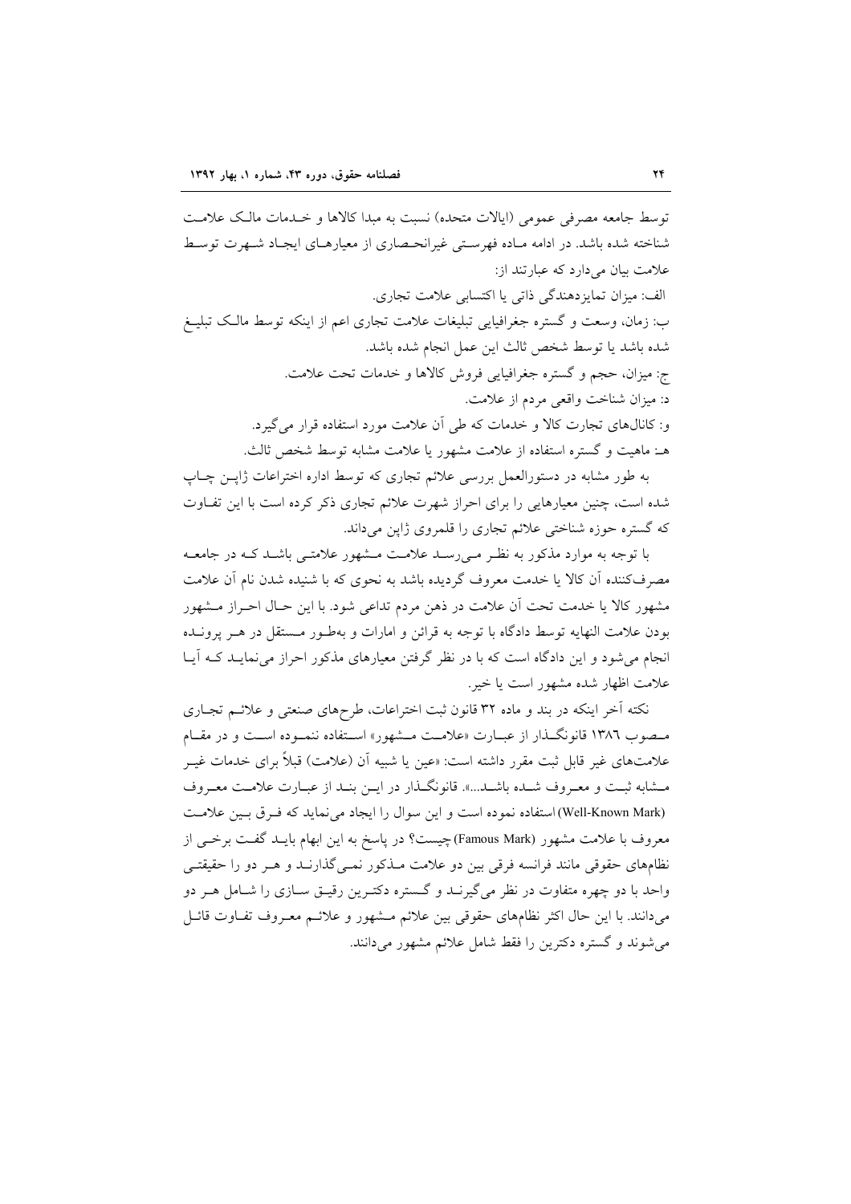توسط جامعه مصرفی عمومی (ایالات متحده) نسبت به مبدا کالاها و خدمات مالک علامت شناخته شده باشد. در ادامه ماده فهرستی غیرانحصاری از معیارهای ایجاد شهرت توسط علامت بیان می‌دارد که عبارتند از:

الف: میزان تمایزدهندگی ذاتی یا اکتسابی علامت تجاری.

ب: زمان، وسعت و گستره جغرافیایی تبلیغات علامت تجاری اعم از اینکه توسط مالک تبلیغ شده باشد یا توسط شخص ثالث این عمل انجام شده باشد.

ج: میزان، حجم و گستره جغرافیایی فروش کالاها و خدمات تحت علامت.

د: میزان شناخت واقعی مردم از علامت.

و: کانال‌های تجارت کالا و خدمات که طی آن علامت مورد استفاده قرار می‌گیرد.

هـ: ماهیت و گستره استفاده از علامت مشهور یا علامت مشابه توسط شخص ثالث.

به طور مشابه در دستورالعمل بررسی علائم تجاری که توسط اداره اختراعات ژاپن چاپ شده است، چنین معیارهایی را برای احراز شهرت علائم تجاری ذکر کرده است با این تفاوت که گستره حوزه شناختی علائم تجاری را قلمروی ژاپن می‌داند.

با توجه به موارد مذکور به نظر می‌رسد علامت مشهور علامتی باشد که در جامعه مصرف‌کننده آن کالا یا خدمت معروف گردیده باشد به نحوی که با شنیده شدن نام آن علامت مشهور کالا یا خدمت تحت آن علامت در ذهن مردم تداعی شود. با این حال احراز مشهور بودن علامت النهایه توسط دادگاه با توجه به قرائن و امارات و به‌طور مستقل در هر پرونده انجام می‌شود و این دادگاه است که با در نظر گرفتن معیارهای مذکور احراز می‌نماید که آیا علامت اظهار شده مشهور است یا خیر.

نکته آخر اینکه در بند و ماده ۳۲ قانون ثبت اختراعات، طرح‌های صنعتی و علائم تجاری مصوب ۱۳۸٦ قانونگذار از عبارت «علامت مشهور» استفاده ننموده است و در مقام علامت‌های غیر قابل ثبت مقرر داشته است: «عین یا شبیه آن (علامت) قبلاً برای خدمات غیر مشابه ثبت و معروف شده باشد...». قانونگذار در این بند از عبارت علامت معروف (Well-Known Mark) استفاده نموده است و این سوال را ایجاد می‌نماید که فرق بین علامت معروف با علامت مشهور (Famous Mark) چیست؟ در پاسخ به این ابهام باید گفت برخی از نظام‌های حقوقی مانند فرانسه فرقی بین دو علامت مذکور نمی‌گذارند و هر دو را حقیقتی واحد با دو چهره متفاوت در نظر می‌گیرند و گستره دکترین رقیق سازی را شامل هر دو می‌دانند. با این حال اکثر نظام‌های حقوقی بین علائم مشهور و علائم معروف تفاوت قائل می‌شوند و گستره دکترین را فقط شامل علائم مشهور می‌دانند.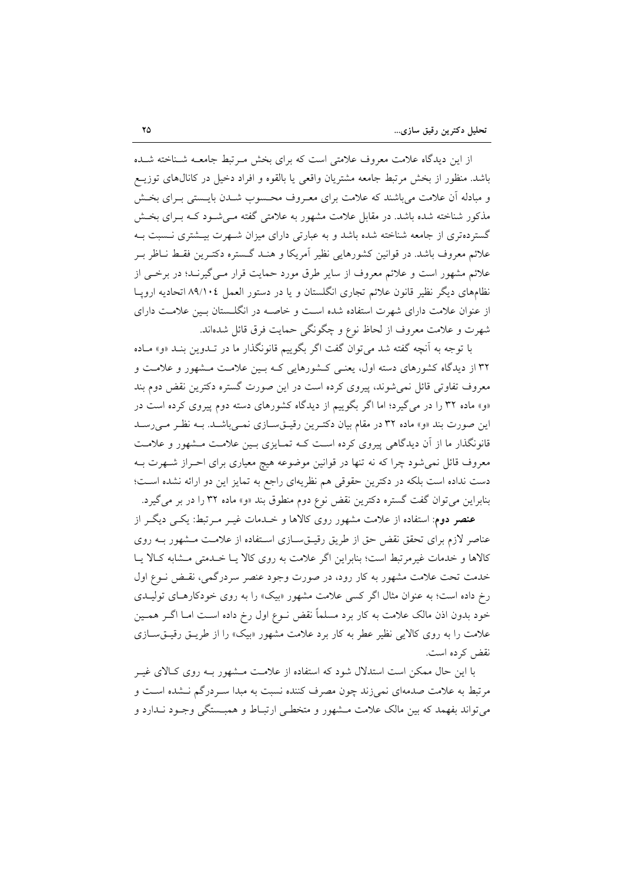از این دیدگاه علامت معروف علامتی است که برای بخش مرتبط جامعه شناخته شده باشد. منظور از بخش مرتبط جامعه مشتریان واقعی یا بالقوه و افراد دخیل در کانال‌های توزیع و مبادله آن علامت می‌باشند که علامت برای معروف محسوب شدن بایستی برای بخش مذکور شناخته شده باشد. در مقابل علامت مشهور به علامتی گفته می‌شود که برای بخش گسترده‌تری از جامعه شناخته شده باشد و به عبارتی دارای میزان شهرت بیشتری نسبت به علائم معروف باشد. در قوانین کشورهایی نظیر آمریکا و هند گستره دکترین فقط ناظر بر علائم مشهور است و علائم معروف از سایر طرق مورد حمایت قرار می‌گیرند؛ در برخی از نظام‌های دیگر نظیر قانون علائم تجاری انگلستان و یا در دستور العمل ۸۹/۱۰۴ اتحادیه اروپا از عنوان علامت دارای شهرت استفاده شده است و خاصه در انگلستان بین علامت دارای شهرت و علامت معروف از لحاظ نوع و چگونگی حمایت فرق قائل شده‌اند.

با توجه به آنچه گفته شد می‌توان گفت اگر بگوییم قانونگذار ما در تدوین بند «و» ماده ۳۲ از دیدگاه کشورهای دسته اول، یعنی کشورهایی که بین علامت مشهور و علامت معروف تفاوتی قائل نمی‌شوند، پیروی کرده است در این صورت گستره دکترین نقض دوم بند «و» ماده ۳۲ را در می‌گیرد؛ اما اگر بگوییم از دیدگاه کشورهای دسته دوم پیروی کرده است در این صورت بند «و» ماده ۳۲ در مقام بیان دکترین رقیق‌سازی نمی‌باشد. به نظر می‌رسد قانونگذار ما از آن دیدگاهی پیروی کرده است که تمایزی بین علامت مشهور و علامت معروف قائل نمی‌شود چرا که نه تنها در قوانین موضوعه هیچ معیاری برای احراز شهرت به دست نداده است بلکه در دکترین حقوقی هم نظریه‌ای راجع به تمایز این دو ارائه نشده است؛ بنابراین می‌توان گفت گستره دکترین نقض نوع دوم منطوق بند «و» ماده ۳۲ را در بر می‌گیرد.

**عنصر دوم**: استفاده از علامت مشهور روی کالاها و خدمات غیر مرتبط: یکی دیگر از عناصر لازم برای تحقق نقض حق از طریق رقیق‌سازی استفاده از علامت مشهور به روی کالاها و خدمات غیرمرتبط است؛ بنابراین اگر علامت به روی کالا یا خدمتی مشابه کالا یا خدمت تحت علامت مشهور به کار رود، در صورت وجود عنصر سردرگمی، نقض نوع اول رخ داده است؛ به عنوان مثال اگر کسی علامت مشهور «بیک» را به روی خودکارهای تولیدی خود بدون اذن مالک علامت به کار برد مسلماً نقض نوع اول رخ داده است اما اگر همین علامت را به روی کالایی نظیر عطر به کار برد علامت مشهور «بیک» را از طریق رقیق‌سازی نقض کرده است.

با این حال ممکن است استدلال شود که استفاده از علامت مشهور به روی کالای غیر مرتبط به علامت صدمه‌ای نمی‌زند چون مصرف کننده نسبت به مبدا سردرگم نشده است و می‌تواند بفهمد که بین مالک علامت مشهور و متخطی ارتباط و همبستگی وجود ندارد و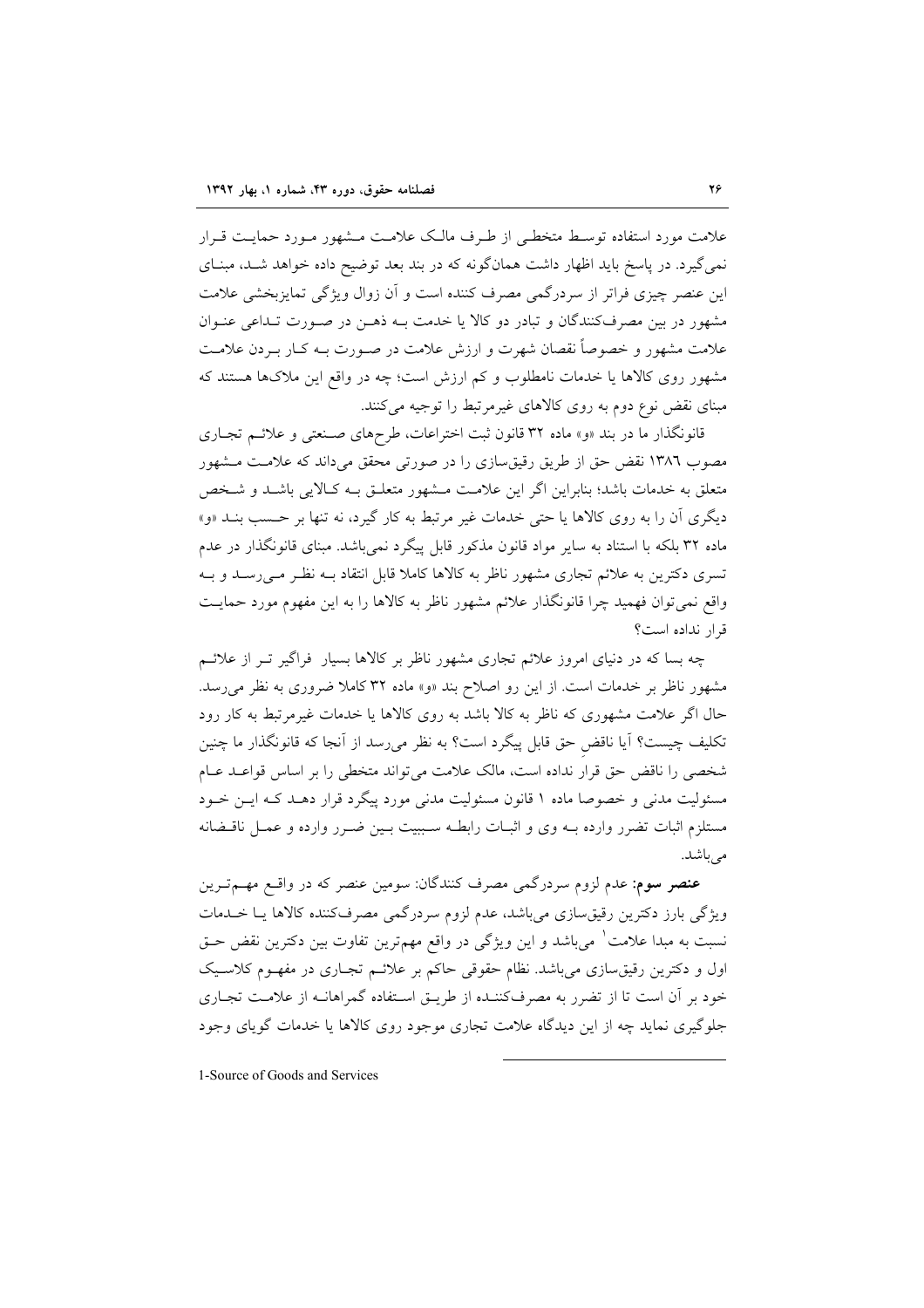علامت مورد استفاده توسط متخطی از طرف مالک علامت مشهور مورد حمایت قرار نمی‌گیرد. در پاسخ باید اظهار داشت همان‌گونه که در بند بعد توضیح داده خواهد شد، مبنای این عنصر چیزی فراتر از سردرگمی مصرف کننده است و آن زوال ویژگی تمایزبخشی علامت مشهور در بین مصرف‌کنندگان و تبادر دو کالا یا خدمت بـه ذهـن در صـورت تـداعی عنـوان علامت مشهور و خصوصاً نقصان شهرت و ارزش علامت در صـورت بـه کـار بـردن علامـت مشهور روی کالاها یا خدمات نامطلوب و کم ارزش است؛ چه در واقع این ملاک‌ها هستند که مبنای نقض نوع دوم به روی کالاهای غیرمرتبط را توجیه می‌کنند.

قانونگذار ما در بند «و» ماده ۳۲ قانون ثبت اختراعات، طرح‌های صـنعتی و علائـم تجـاری مصوب ۱۳۸٦ نقض حق از طریق رقیق‌سازی را در صورتی محقق می‌داند که علامـت مـشهور متعلق به خدمات باشد؛ بنابراین اگر این علامـت مـشهور متعلـق بـه کـالایی باشـد و شـخص دیگری آن را به روی کالاها یا حتی خدمات غیر مرتبط به کار گیرد، نه تنها بر حـسب بنـد «و» ماده ۳۲ بلکه با استناد به سایر مواد قانون مذکور قابل پیگرد نمی‌باشد. مبنای قانونگذار در عدم تسری دکترین به علائم تجاری مشهور ناظر به کالاها کاملا قابل انتقاد بـه نظـر مـی‌رسـد و بـه واقع نمی‌توان فهمید چرا قانونگذار علائم مشهور ناظر به کالاها را به این مفهوم مورد حمایـت قرار نداده است؟

چه بسا که در دنیای امروز علائم تجاری مشهور ناظر بر کالاها بسیار فراگیر تـر از علائـم مشهور ناظر بر خدمات است. از این رو اصلاح بند «و» ماده ۳۲ کاملا ضروری به نظر می‌رسد. حال اگر علامت مشهوری که ناظر به کالا باشد به روی کالاها یا خدمات غیرمرتبط به کار رود تکلیف چیست؟ آیا ناقضِ حق قابل پیگرد است؟ به نظر می‌رسد از آنجا که قانونگذار ما چنین شخصی را ناقض حق قرار نداده است، مالک علامت می‌تواند متخطی را بر اساس قواعـد عـام مسئولیت مدنی و خصوصا ماده ۱ قانون مسئولیت مدنی مورد پیگرد قرار دهـد کـه ایـن خـود مستلزم اثبات تضرر وارده بـه وی و اثبـات رابطـه سـببیت بـین ضـرر وارده و عمـل ناقـضانه می‌باشد.

**عنصر سوم:** عدم لزوم سردرگمی مصرف کنندگان: سومین عنصر که در واقـع مهـم‌تـرین ویژگی بارز دکترین رقیق‌سازی می‌باشد، عدم لزوم سردرگمی مصرف‌کننده کالاها یـا خـدمات نسبت به مبدا علامت[1] می‌باشد و این ویژگی در واقع مهم‌ترین تفاوت بین دکترین نقض حـق اول و دکترین رقیق‌سازی می‌باشد. نظام حقوقی حاکم بر علائـم تجـاری در مفهـوم کلاسـیک خود بر آن است تا از تضرر به مصرف‌کننـده از طریـق اسـتفاده گمراهانـه از علامـت تجـاری جلوگیری نماید چه از این دیدگاه علامت تجاری موجود روی کالاها یا خدمات گویای وجود

1-Source of Goods and Services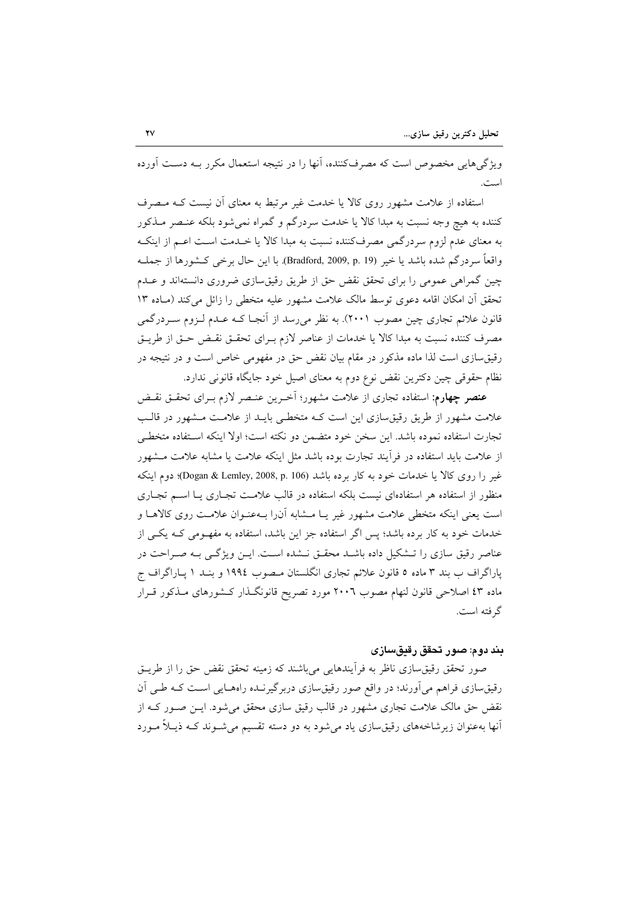ویژگی‌هایی مخصوص است که مصرف‌کننده، آنها را در نتیجه استعمال مکرر بـه دسـت آورده است.

استفاده از علامت مشهور روی کالا یا خدمت غیر مرتبط به معنای آن نیست کـه مـصرف کننده به هیچ وجه نسبت به مبدا کالا یا خدمت سردرگم و گمراه نمی‌شود بلکه عنـصر مـذکور به معنای عدم لزوم سردرگمی مصرف‌کننده نسبت به مبدا کالا یا خـدمت اسـت اعـم از اینکـه واقعاً سردرگم شده باشد یا خیر (Bradford, 2009, p. 19). با این حال برخی کـشورها از جملـه چین گمراهی عمومی را برای تحقق نقض حق از طریق رقیق‌سازی ضروری دانسته‌اند و عـدم تحقق آن امکان اقامه دعوی توسط مالک علامت مشهور علیه متخطی را زائل می‌کند (مـاده ۱۳ قانون علائم تجاری چین مصوب ۲۰۰۱). به نظر می‌رسد از آنجـا کـه عـدم لـزوم سـردرگمی مصرف کننده نسبت به مبدا کالا یا خدمات از عناصر لازم بـرای تحقـق نقـض حـق از طریـق رقیق‌سازی است لذا ماده مذکور در مقام بیان نقض حق در مفهومی خاص است و در نتیجه در نظام حقوقی چین دکترین نقض نوع دوم به معنای اصیل خود جایگاه قانونی ندارد.

**عنصر چهارم**: استفاده تجاری از علامت مشهور؛ آخـرین عنـصر لازم بـرای تحقـق نقـض علامت مشهور از طریق رقیق‌سازی این است کـه متخطـی بایـد از علامـت مـشهور در قالـب تجارت استفاده نموده باشد. این سخن خود متضمن دو نکته است؛ اولا اینکه اسـتفاده متخطـی از علامت باید استفاده در فرآیند تجارت بوده باشد مثل اینکه علامت یا مشابه علامت مـشهور غیر را روی کالا یا خدمات خود به کار برده باشد (Dogan & Lemley, 2008, p. 106)؛ دوم اینکه منظور از استفاده هر استفاده‌ای نیست بلکه استفاده در قالب علامـت تجـاری یـا اسـم تجـاری است یعنی اینکه متخطی علامت مشهور غیر یـا مـشابه آن‌را بـه‌عنـوان علامـت روی کالاهـا و خدمات خود به کار برده باشد؛ پس اگر استفاده جز این باشد، استفاده به مفهـومی کـه یکـی از عناصر رقیق سازی را تـشکیل داده باشـد محقـق نـشده اسـت. ایـن ویژگـی بـه صـراحت در پاراگراف ب بند ۳ ماده ۵ قانون علائم تجاری انگلستان مـصوب ۱۹۹٤ و بنـد ۱ پـاراگراف ج ماده ٤۳ اصلاحی قانون لنهام مصوب ۲۰۰٦ مورد تصریح قانونگـذار کـشورهای مـذکور قـرار گرفته است.

### بند دوم: صور تحقق رقیق‌سازی

صور تحقق رقیق‌سازی ناظر به فرآیندهایی می‌باشند که زمینه تحقق نقض حق را از طریـق رقیق‌سازی فراهم می‌آورند؛ در واقع صور رقیق‌سازی دربرگیرنـده راه‌هـایی اسـت کـه طـی آن نقض حق مالک علامت تجاری مشهور در قالب رقیق سازی محقق می‌شود. ایـن صـور کـه از آنها به‌عنوان زیرشاخه‌های رقیق‌سازی یاد می‌شود به دو دسته تقسیم می‌شـوند کـه ذیـلاً مـورد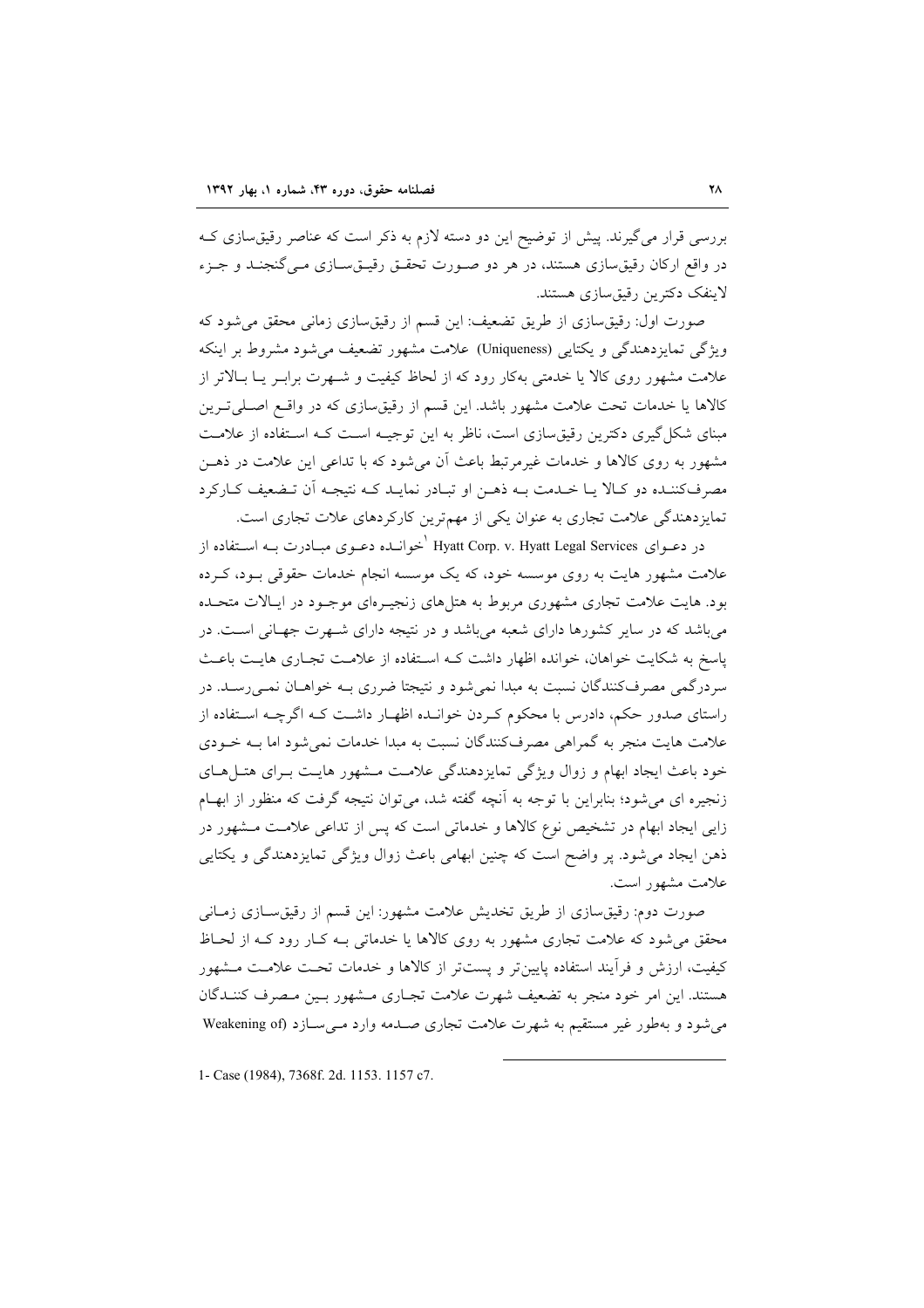بررسی قرار می‌گیرند. پیش از توضیح این دو دسته لازم به ذکر است که عناصر رقیق‌سازی که در واقع ارکان رقیق‌سازی هستند، در هر دو صورت تحقق رقیق‌سازی می‌گنجند و جزء لاینفک دکترین رقیق‌سازی هستند.

صورت اول: رقیق‌سازی از طریق تضعیف: این قسم از رقیق‌سازی زمانی محقق می‌شود که ویژگی تمایزدهندگی و یکتایی (Uniqueness) علامت مشهور تضعیف می‌شود مشروط بر اینکه علامت مشهور روی کالا یا خدمتی به‌کار رود که از لحاظ کیفیت و شهرت برابر یا بالاتر از کالاها یا خدمات تحت علامت مشهور باشد. این قسم از رقیق‌سازی که در واقع اصلی‌ترین مبنای شکل‌گیری دکترین رقیق‌سازی است، ناظر به این توجیه است که استفاده از علامت مشهور به روی کالاها و خدمات غیرمرتبط باعث آن می‌شود که با تداعی این علامت در ذهن مصرف‌کننده دو کالا یا خدمت به ذهن او تبادر نماید که نتیجه آن تضعیف کارکرد تمایزدهندگی علامت تجاری به عنوان یکی از مهم‌ترین کارکردهای علات تجاری است.

در دعوای Hyatt Corp. v. Hyatt Legal Services [1] خوانده دعوی مبادرت به استفاده از علامت مشهور هایت به روی موسسه خود، که یک موسسه انجام خدمات حقوقی بود، کرده بود. هایت علامت تجاری مشهوری مربوط به هتل‌های زنجیره‌ای موجود در ایالات متحده می‌باشد که در سایر کشورها دارای شعبه می‌باشد و در نتیجه دارای شهرت جهانی است. در پاسخ به شکایت خواهان، خوانده اظهار داشت که استفاده از علامت تجاری هایت باعث سردرگمی مصرف‌کنندگان نسبت به مبدا نمی‌شود و نتیجتا ضرری به خواهان نمی‌رسد. در راستای صدور حکم، دادرس با محکوم کردن خوانده اظهار داشت که اگرچه استفاده از علامت هایت منجر به گمراهی مصرف‌کنندگان نسبت به مبدا خدمات نمی‌شود اما به خودی خود باعث ایجاد ابهام و زوال ویژگی تمایزدهندگی علامت مشهور هایت برای هتل‌های زنجیره ای می‌شود؛ بنابراین با توجه به آنچه گفته شد، می‌توان نتیجه گرفت که منظور از ابهام زایی ایجاد ابهام در تشخیص نوع کالاها و خدماتی است که پس از تداعی علامت مشهور در ذهن ایجاد می‌شود. پر واضح است که چنین ابهامی باعث زوال ویژگی تمایزدهندگی و یکتایی علامت مشهور است.

صورت دوم: رقیق‌سازی از طریق تخدیش علامت مشهور: این قسم از رقیق‌سازی زمانی محقق می‌شود که علامت تجاری مشهور به روی کالاها یا خدماتی به کار رود که از لحاظ کیفیت، ارزش و فرآیند استفاده پایین‌تر و پست‌تر از کالاها و خدمات تحت علامت مشهور هستند. این امر خود منجر به تضعیف شهرت علامت تجاری مشهور بین مصرف کنندگان می‌شود و به‌طور غیر مستقیم به شهرت علامت تجاری صدمه وارد می‌سازد (Weakening of

1- Case (1984), 7368f. 2d. 1153. 1157 c7.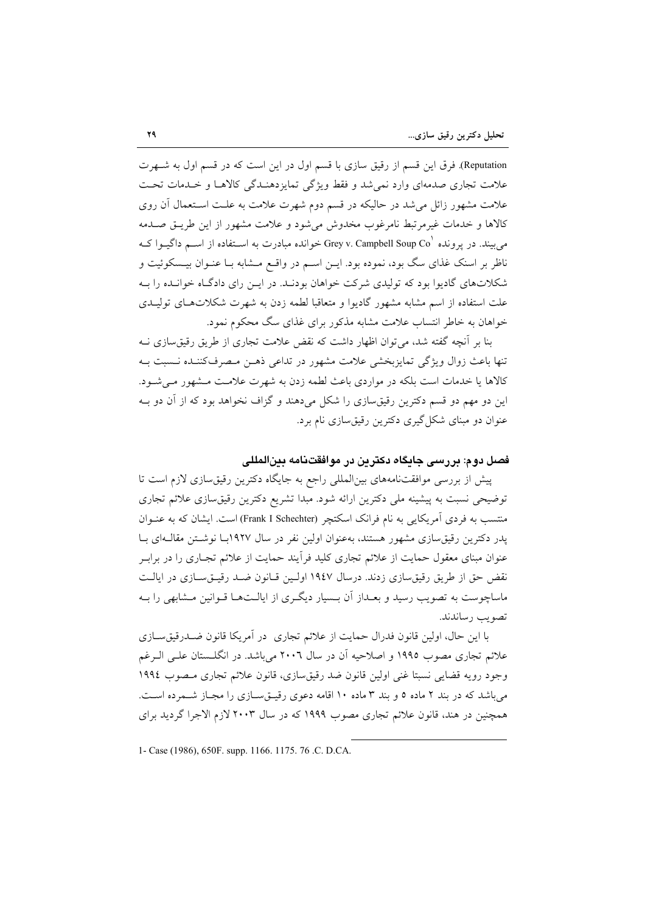Reputation). فرق این قسم از رقیق سازی با قسم اول در این است که در قسم اول به شـهرت علامت تجاری صدمه‌ای وارد نمی‌شد و فقط ویژگی تمایزدهنـدگی کالاهـا و خـدمات تحـت علامت مشهور زائل می‌شد در حالیکه در قسم دوم شهرت علامت به علـت اسـتعمال آن روی کالاها و خدمات غیرمرتبط نامرغوب مخدوش می‌شود و علامت مشهور از این طریـق صـدمه می‌بیند. در پرونده Grey v. Campbell Soup Co[1] خوانده مبادرت به اسـتفاده از اسـم داگیـوا کـه ناظر بر اسنک غذای سگ بود، نموده بود. ایـن اسـم در واقـع مـشابه بـا عنـوان بیـسکوئیت و شکلات‌های گادیوا بود که تولیدی شرکت خواهان بودنـد. در ایـن رای دادگـاه خوانـده را بـه علت استفاده از اسم مشابه مشهور گادیوا و متعاقبا لطمه زدن به شهرت شکلات‌هـای تولیـدی خواهان به خاطر انتساب علامت مشابه مذکور برای غذای سگ محکوم نمود.

بنا بر آنچه گفته شد، می‌توان اظهار داشت که نقض علامت تجاری از طریق رقیق‌سازی نـه تنها باعث زوال ویژگی تمایزبخشی علامت مشهور در تداعی ذهـن مـصرف‌کننـده نـسبت بـه کالاها یا خدمات است بلکه در مواردی باعث لطمه زدن به شهرت علامـت مـشهور مـی‌شـود. این دو مهم دو قسم دکترین رقیق‌سازی را شکل می‌دهند و گزاف نخواهد بود که از آن دو بـه عنوان دو مبنای شکل‌گیری دکترین رقیق‌سازی نام برد.

## فصل دوم: بررسی جایگاه دکترین در موافقت‌نامه بین‌المللی

پیش از بررسی موافقت‌نامه‌های بین‌المللی راجع به جایگاه دکترین رقیق‌سازی لازم است تا توضیحی نسبت به پیشینه ملی دکترین ارائه شود. مبدا تشریع دکترین رقیق‌سازی علائم تجاری منتسب به فردی آمریکایی به نام فرانک اسکتچر (Frank I Schechter) است. ایشان که به عنـوان پدر دکترین رقیق‌سازی مشهور هستند، به‌عنوان اولین نفر در سال ۱۹۲۷بـا نوشـتن مقالـه‌ای بـا عنوان مبنای معقول حمایت از علائم تجاری کلید فرآیند حمایت از علائم تجـاری را در برابـر نقض حق از طریق رقیق‌سازی زدند. درسال ۱۹٤۷ اولـین قـانون ضـد رقیـق‌سـازی در ایالـت ماساچوست به تصویب رسید و بعـداز آن بـسیار دیگـری از ایالـت‌هـا قـوانین مـشابهی را بـه تصویب رساندند.

با این حال، اولین قانون فدرال حمایت از علائم تجاری در آمریکا قانون ضـدرقیق‌سـازی علائم تجاری مصوب ۱۹۹۵ و اصلاحیه آن در سال ۲۰۰٦ می‌باشد. در انگلـستان علـی الـرغم وجود رویه قضایی نسبتا غنی اولین قانون ضد رقیق‌سازی، قانون علائم تجاری مـصوب ۱۹۹٤ می‌باشد که در بند ۲ ماده ۵ و بند ۳ ماده ۱۰ اقامه دعوی رقیـق‌سـازی را مجـاز شـمرده اسـت. همچنین در هند، قانون علائم تجاری مصوب ۱۹۹۹ که در سال ۲۰۰۳ لازم الاجرا گردید برای

---

1- Case (1986), 650F. supp. 1166. 1175. 76 .C. D.CA.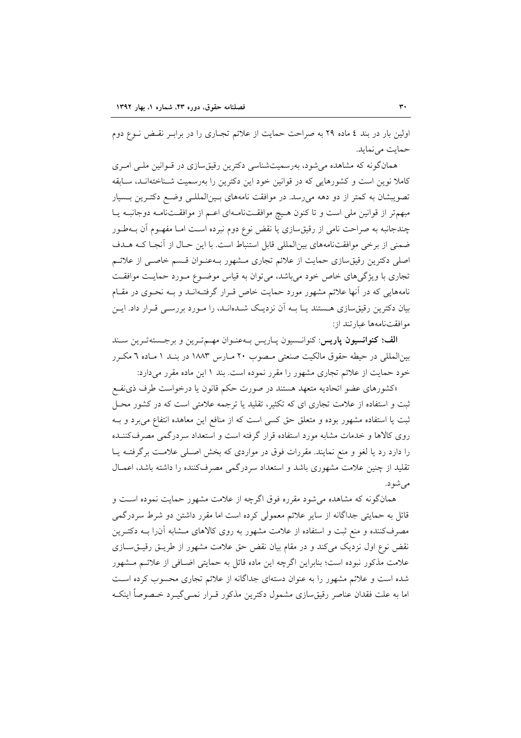اولین بار در بند ٤ ماده ٢٩ به صراحت حمایت از علائم تجاری را در برابر نقض نوع دوم حمایت می‌نماید.

همان‌گونه که مشاهده می‌شود، به‌رسمیت‌شناسی دکترین رقیق‌سازی در قوانین ملی امری کاملا نوین است و کشورهایی که در قوانین خود این دکترین را به‌رسمیت شناخته‌اند، سابقه تصویبشان به کمتر از دو دهه می‌رسد. در موافقت نامه‌های بین‌المللی وضع دکترین بسیار مبهم‌تر از قوانین ملی است و تا کنون هیچ موافقت‌نامه‌ای اعم از موافقت‌نامه دوجانبه یا چندجانبه به صراحت نامی از رقیق‌سازی یا نقض نوع دوم نبرده است اما مفهوم آن به‌طور ضمنی از برخی موافقت‌نامه‌های بین‌المللی قابل استنباط است. با این حال از آنجا که هدف اصلی دکترین رقیق‌سازی حمایت از علائم تجاری مشهور به‌عنوان قسم خاصی از علائم تجاری با ویژگی‌های خاص خود می‌باشد، می‌توان به قیاس موضوع مورد حمایت موافقت نامه‌هایی که در آنها علائم مشهور مورد حمایت خاص قرار گرفته‌اند و به نحوی در مقام بیان دکترین رقیق‌سازی هستند یا به آن نزدیک شده‌اند، را مورد بررسی قرار داد. این موافقت‌نامه‌ها عبارتند از:

**الف؛ کنوانسیون پاریس**: کنوانسیون پاریس به‌عنوان مهم‌ترین و برجسته‌ترین سند بین‌المللی در حیطه حقوق مالکیت صنعتی مصوب ٢٠ مارس ١٨٨٣ در بند ١ ماده ٦ مکرر خود حمایت از علائم تجاری مشهور را مقرر نموده است. بند ١ این ماده مقرر می‌دارد:

«کشورهای عضو اتحادیه متعهد هستند در صورت حکم قانون یا درخواست طرف ذی‌نفع ثبت و استفاده از علامت تجاری ای که تکثیر، تقلید یا ترجمه علامتی است که در کشور محل ثبت یا استفاده مشهور بوده و متعلق حق کسی است که از منافع این معاهده انتفاع می‌برد و به روی کالاها و خدمات مشابه مورد استفاده قرار گرفته است و استعداد سردرگمی مصرف‌کننده را دارد رد یا لغو و منع نمایند. مقررات فوق در مواردی که بخش اصلی علامت برگرفته یا تقلید از چنین علامت مشهوری باشد و استعداد سردرگمی مصرف‌کننده را داشته باشد، اعمال می‌شود.

همان‌گونه که مشاهده می‌شود مقرره فوق اگرچه از علامت مشهور حمایت نموده است و قائل به حمایتی جداگانه از سایر علائم معمولی کرده است اما مقرر داشتن دو شرط سردرگمی مصرف‌کننده و منع ثبت و استفاده از علامت مشهور به روی کالاهای مشابه آنرا به دکترین نقض نوع اول نزدیک می‌کند و در مقام بیان نقض حق علامت مشهور از طریق رقیق‌سازی علامت مذکور نبوده است؛ بنابراین اگرچه این ماده قائل به حمایتی اضافی از علائم مشهور شده است و علائم مشهور را به عنوان دسته‌ای جداگانه از علائم تجاری محسوب کرده است اما به علت فقدان عناصر رقیق‌سازی مشمول دکترین مذکور قرار نمی‌گیرد خصوصاً اینکه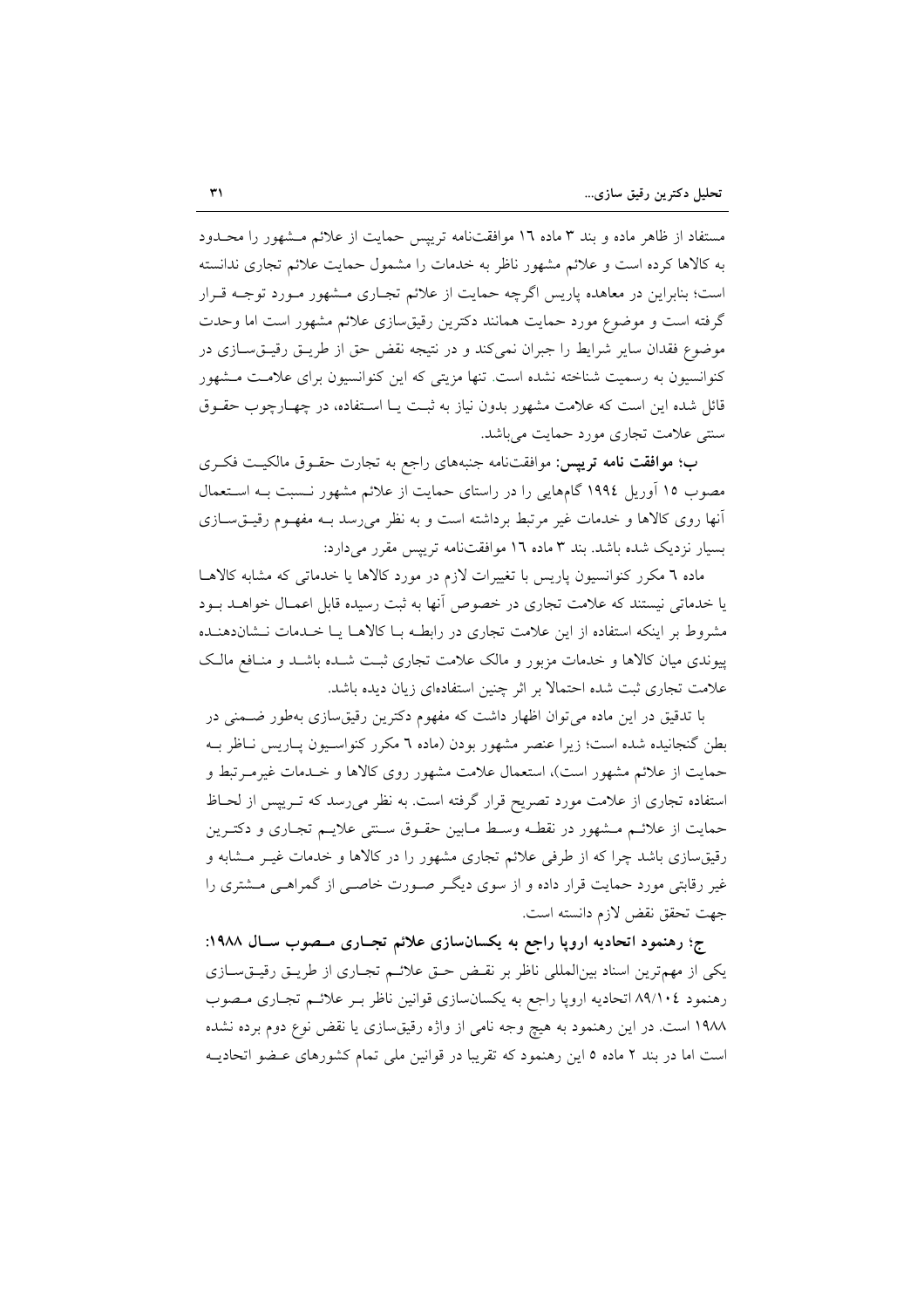مستفاد از ظاهر ماده و بند ۳ ماده ۱۶ موافقت‌نامه تریپس حمایت از علائم مشهور را محدود به کالاها کرده است و علائم مشهور ناظر به خدمات را مشمول حمایت علائم تجاری ندانسته است؛ بنابراین در معاهده پاریس اگرچه حمایت از علائم تجاری مشهور مورد توجه قرار گرفته است و موضوع مورد حمایت همانند دکترین رقیق‌سازی علائم مشهور است اما وحدت موضوع فقدان سایر شرایط را جبران نمی‌کند و در نتیجه نقض حق از طریق رقیق‌سازی در کنوانسیون به رسمیت شناخته نشده است. تنها مزیتی که این کنوانسیون برای علامت مشهور قائل شده این است که علامت مشهور بدون نیاز به ثبت یا استفاده، در چهارچوب حقوق سنتی علامت تجاری مورد حمایت می‌باشد.

**ب؛ موافقت نامه تریپس:** موافقت‌نامه جنبه‌های راجع به تجارت حقوق مالکیت فکری مصوب ۱۵ آوریل ۱۹۹٤ گام‌هایی را در راستای حمایت از علائم مشهور نسبت به استعمال آنها روی کالاها و خدمات غیر مرتبط برداشته است و به نظر می‌رسد به مفهوم رقیق‌سازی بسیار نزدیک شده باشد. بند ۳ ماده ۱۶ موافقت‌نامه تریپس مقرر می‌دارد:

ماده ٦ مکرر کنوانسیون پاریس با تغییرات لازم در مورد کالاها یا خدماتی که مشابه کالاها یا خدماتی نیستند که علامت تجاری در خصوص آنها به ثبت رسیده قابل اعمال خواهد بود مشروط بر اینکه استفاده از این علامت تجاری در رابطه با کالاها یا خدمات نشان‌دهنده پیوندی میان کالاها و خدمات مزبور و مالک علامت تجاری ثبت شده باشد و منافع مالک علامت تجاری ثبت شده احتمالا بر اثر چنین استفاده‌ای زیان دیده باشد.

با تدقیق در این ماده می‌توان اظهار داشت که مفهوم دکترین رقیق‌سازی به‌طور ضمنی در بطن گنجانیده شده است؛ زیرا عنصر مشهور بودن (ماده ٦ مکرر کنواسیون پاریس ناظر به حمایت از علائم مشهور است)، استعمال علامت مشهور روی کالاها و خدمات غیرمرتبط و استفاده تجاری از علامت مورد تصریح قرار گرفته است. به نظر می‌رسد که تریپس از لحاظ حمایت از علائم مشهور در نقطه وسط مابین حقوق سنتی علایم تجاری و دکترین رقیق‌سازی باشد چرا که از طرفی علائم تجاری مشهور را در کالاها و خدمات غیر مشابه و غیر رقابتی مورد حمایت قرار داده و از سوی دیگر صورت خاصی از گمراهی مشتری را جهت تحقق نقض لازم دانسته است.

**ج؛ رهنمود اتحادیه اروپا راجع به یکسان‌سازی علائم تجاری مصوب سال ۱۹۸۸:** یکی از مهم‌ترین اسناد بین‌المللی ناظر بر نقض حق علائم تجاری از طریق رقیق‌سازی رهنمود ۸۹/۱۰٤ اتحادیه اروپا راجع به یکسان‌سازی قوانین ناظر بر علائم تجاری مصوب ۱۹۸۸ است. در این رهنمود به هیچ وجه نامی از واژه رقیق‌سازی یا نقض نوع دوم برده نشده است اما در بند ۲ ماده ۵ این رهنمود که تقریبا در قوانین ملی تمام کشورهای عضو اتحادیه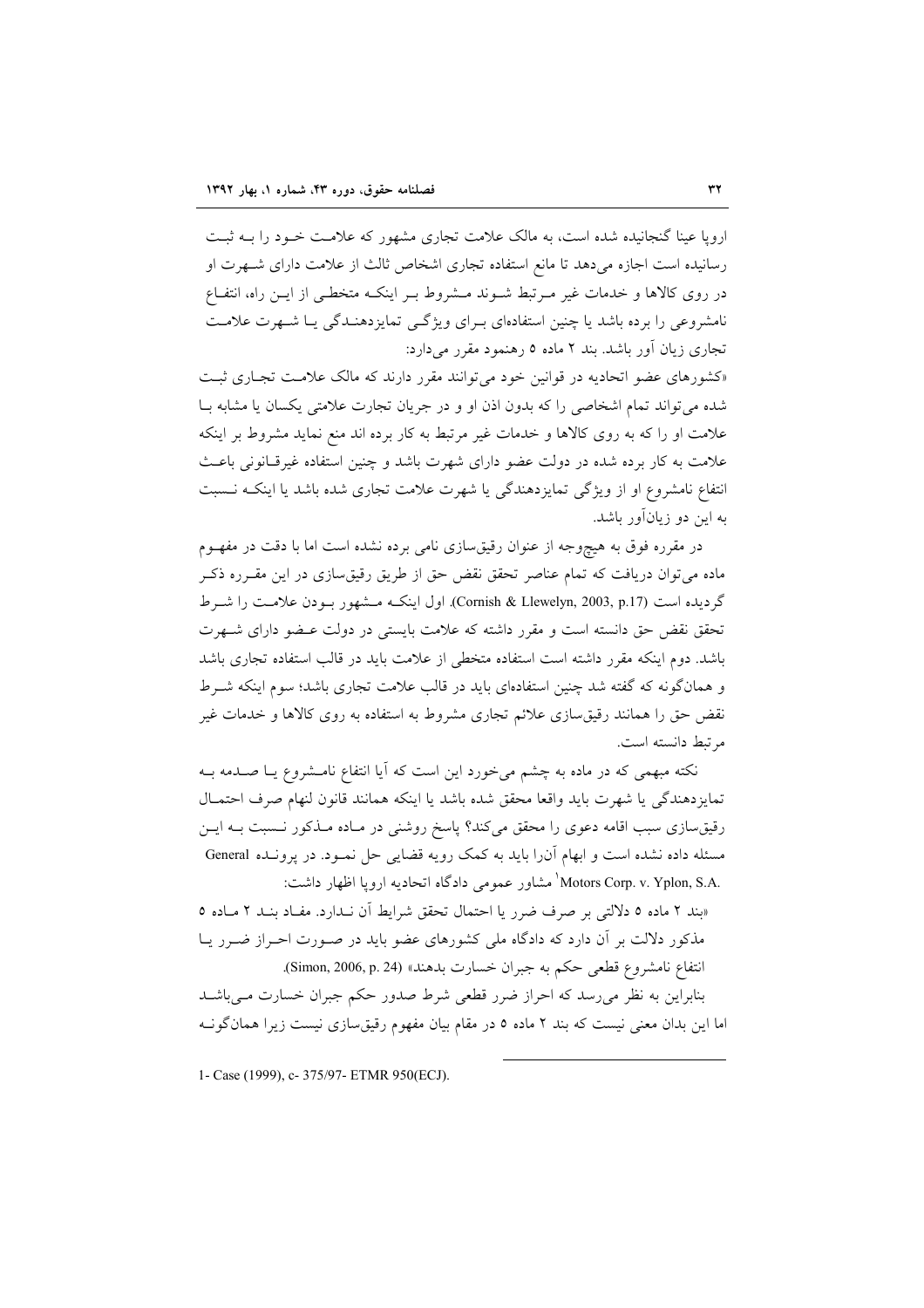اروپا عینا گنجانیده شده است، به مالک علامت تجاری مشهور که علامت خود را به ثبت رسانیده است اجازه می‌دهد تا مانع استفاده تجاری اشخاص ثالث از علامت دارای شهرت او در روی کالاها و خدمات غیر مرتبط شوند مشروط بر اینکه متخطی از این راه، انتفاع نامشروعی را برده باشد یا چنین استفاده‌ای برای ویژگی تمایزدهندگی یا شهرت علامت تجاری زیان آور باشد. بند ۲ ماده ۵ رهنمود مقرر می‌دارد:

«کشورهای عضو اتحادیه در قوانین خود می‌توانند مقرر دارند که مالک علامت تجاری ثبت شده می‌تواند تمام اشخاصی را که بدون اذن او و در جریان تجارت علامتی یکسان یا مشابه با علامت او را که به روی کالاها و خدمات غیر مرتبط به کار برده اند منع نماید مشروط بر اینکه علامت به کار برده شده در دولت عضو دارای شهرت باشد و چنین استفاده غیرقانونی باعث انتفاع نامشروع او از ویژگی تمایزدهندگی یا شهرت علامت تجاری شده باشد یا اینکه نسبت به این دو زیان‌آور باشد.

در مقرره فوق به هیچ‌وجه از عنوان رقیق‌سازی نامی برده نشده است اما با دقت در مفهوم ماده می‌توان دریافت که تمام عناصر تحقق نقض حق از طریق رقیق‌سازی در این مقرره ذکر گردیده است (Cornish & Llewelyn, 2003, p.17). اول اینکه مشهور بودن علامت را شرط تحقق نقض حق دانسته است و مقرر داشته که علامت بایستی در دولت عضو دارای شهرت باشد. دوم اینکه مقرر داشته است استفاده متخطی از علامت باید در قالب استفاده تجاری باشد و همانگونه که گفته شد چنین استفاده‌ای باید در قالب علامت تجاری باشد؛ سوم اینکه شرط نقض حق را همانند رقیق‌سازی علائم تجاری مشروط به استفاده به روی کالاها و خدمات غیر مرتبط دانسته است.

نکته مبهمی که در ماده به چشم می‌خورد این است که آیا انتفاع نامشروع یا صدمه به تمایزدهندگی یا شهرت باید واقعا محقق شده باشد یا اینکه همانند قانون لنهام صرف احتمال رقیق‌سازی سبب اقامه دعوی را محقق می‌کند؟ پاسخ روشنی در ماده مذکور نسبت به این مسئله داده نشده است و ابهام آن‌را باید به کمک رویه قضایی حل نمود. در پرونده General Motors Corp. v. Yplon, S.A.[1] مشاور عمومی دادگاه اتحادیه اروپا اظهار داشت:

«بند ۲ ماده ۵ دلالتی بر صرف ضرر یا احتمال تحقق شرایط آن ندارد. مفاد بند ۲ ماده ۵ مذکور دلالت بر آن دارد که دادگاه ملی کشورهای عضو باید در صورت احراز ضرر یا انتفاع نامشروع قطعی حکم به جبران خسارت بدهند» (Simon, 2006, p. 24).

بنابراین به نظر می‌رسد که احراز ضرر قطعی شرط صدور حکم جبران خسارت می‌باشد اما این بدان معنی نیست که بند ۲ ماده ۵ در مقام بیان مفهوم رقیق‌سازی نیست زیرا همانگونه

---

1- Case (1999), c- 375/97- ETMR 950(ECJ).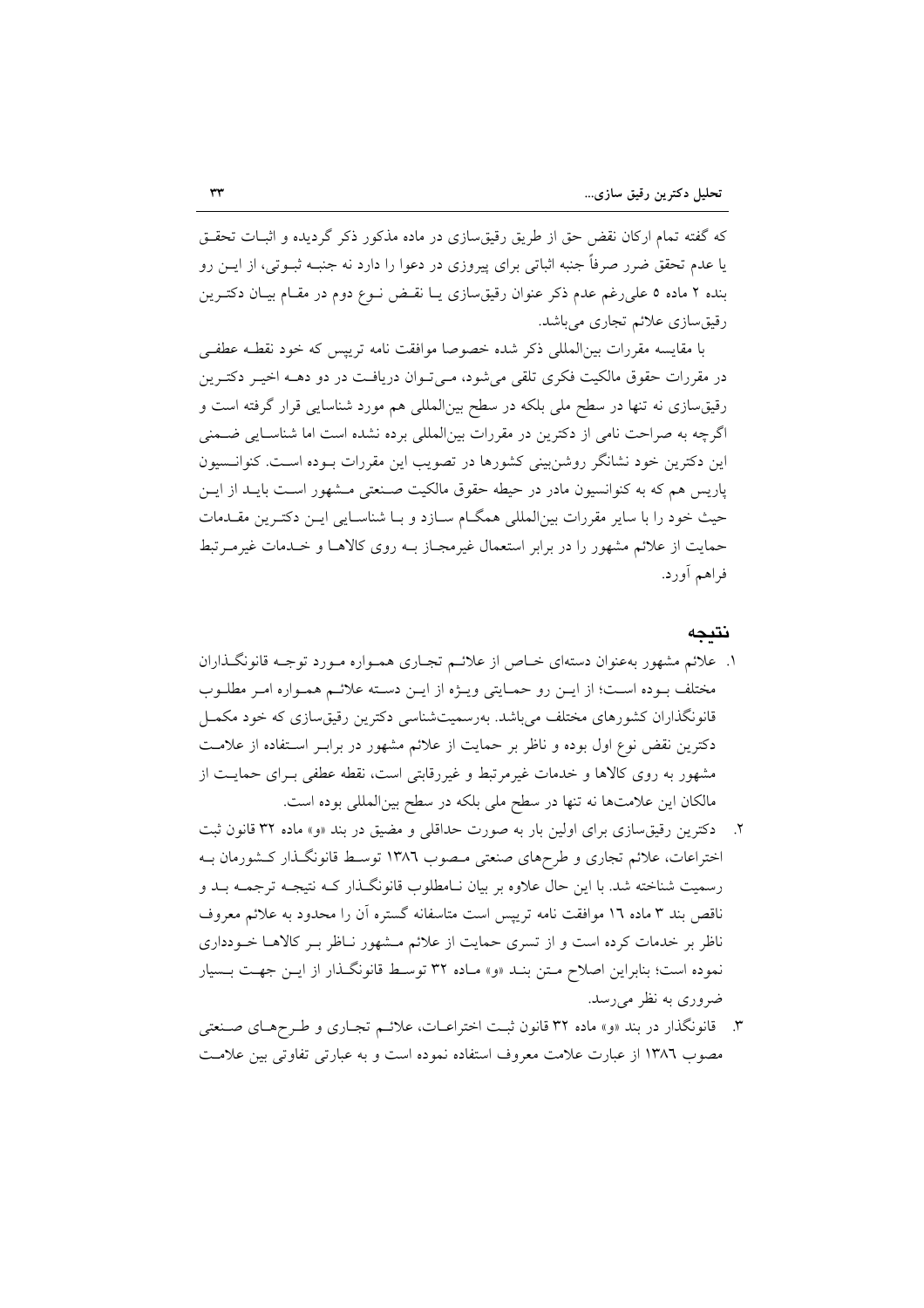که گفته تمام ارکان نقض حق از طریق رقیق‌سازی در ماده مذکور ذکر گردیده و اثبات تحقق یا عدم تحقق ضرر صرفاً جنبه اثباتی برای پیروزی در دعوا را دارد نه جنبه ثبوتی، از این رو بنده ۲ ماده ۵ علی‌رغم عدم ذکر عنوان رقیق‌سازی یا نقض نوع دوم در مقام بیان دکترین رقیق‌سازی علائم تجاری می‌باشد.

با مقایسه مقررات بین‌المللی ذکر شده خصوصا موافقت نامه تریپس که خود نقطه عطفی در مقررات حقوق مالکیت فکری تلقی می‌شود، می‌توان دریافت در دو دهه اخیر دکترین رقیق‌سازی نه تنها در سطح ملی بلکه در سطح بین‌المللی هم مورد شناسایی قرار گرفته است و اگرچه به صراحت نامی از دکترین در مقررات بین‌المللی برده نشده است اما شناسایی ضمنی این دکترین خود نشانگر روشن‌بینی کشورها در تصویب این مقررات بوده است. کنوانسیون پاریس هم که به کنوانسیون مادر در حیطه حقوق مالکیت صنعتی مشهور است باید از این حیث خود را با سایر مقررات بین‌المللی همگام سازد و با شناسایی این دکترین مقدمات حمایت از علائم مشهور را در برابر استعمال غیرمجاز به روی کالاها و خدمات غیرمرتبط فراهم آورد.

## نتیجه

۱. علائم مشهور به‌عنوان دسته‌ای خاص از علائم تجاری همواره مورد توجه قانونگذاران مختلف بوده است؛ از این رو حمایتی ویژه از این دسته علائم همواره امر مطلوب قانونگذاران کشورهای مختلف می‌باشد. به‌رسمیت‌شناسی دکترین رقیق‌سازی که خود مکمل دکترین نقض نوع اول بوده و ناظر بر حمایت از علائم مشهور در برابر استفاده از علامت مشهور به روی کالاها و خدمات غیرمرتبط و غیررقابتی است، نقطه عطفی برای حمایت از مالکان این علامت‌ها نه تنها در سطح ملی بلکه در سطح بین‌المللی بوده است.

۲. دکترین رقیق‌سازی برای اولین بار به صورت حداقلی و مضیق در بند «و» ماده ۳۲ قانون ثبت اختراعات، علائم تجاری و طرح‌های صنعتی مصوب ۱۳۸٦ توسط قانونگذار کشورمان به رسمیت شناخته شد. با این حال علاوه بر بیان نامطلوب قانونگذار که نتیجه ترجمه بد و ناقص بند ۳ ماده ۱٦ موافقت نامه تریپس است متاسفانه گستره آن را محدود به علائم معروف ناظر بر خدمات کرده است و از تسری حمایت از علائم مشهور ناظر بر کالاها خودداری نموده است؛ بنابراین اصلاح متن بند «و» ماده ۳۲ توسط قانونگذار از این جهت بسیار ضروری به نظر می‌رسد.

۳. قانونگذار در بند «و» ماده ۳۲ قانون ثبت اختراعات، علائم تجاری و طرح‌های صنعتی مصوب ۱۳۸٦ از عبارت علامت معروف استفاده نموده است و به عبارتی تفاوتی بین علامت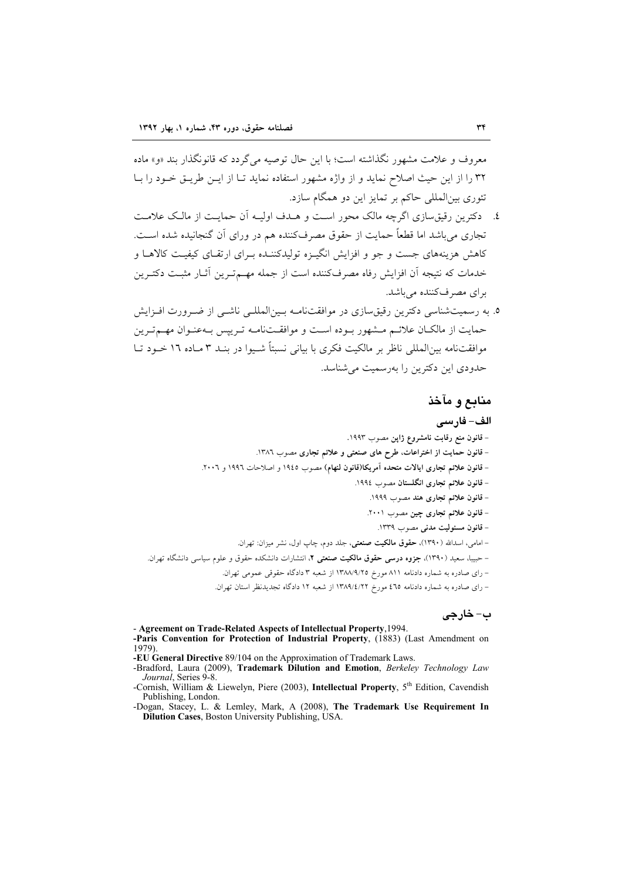معروف و علامت مشهور نگذاشته است؛ با این حال توصیه می‌گردد که قانونگذار بند «و» ماده ۳۲ را از این حیث اصلاح نماید و از واژه مشهور استفاده نماید تا از این طریق خود را با تئوری بین‌المللی حاکم بر تمایز این دو همگام سازد.

۴. دکترین رقیق‌سازی اگرچه مالک محور است و هدف اولیه آن حمایت از مالک علامت تجاری می‌باشد اما قطعاً حمایت از حقوق مصرف‌کننده هم در ورای آن گنجانیده شده است. کاهش هزینه‌های جست و جو و افزایش انگیزه تولیدکننده برای ارتقای کیفیت کالاها و خدمات که نتیجه آن افزایش رفاه مصرف‌کننده است از جمله مهم‌ترین آثار مثبت دکترین برای مصرف‌کننده می‌باشد.

۵. به رسمیت‌شناسی دکترین رقیق‌سازی در موافقت‌نامه بین‌المللی ناشی از ضرورت افزایش حمایت از مالکان علائم مشهور بوده است و موافقت‌نامه تریپس به‌عنوان مهم‌ترین موافقت‌نامه بین‌المللی ناظر بر مالکیت فکری با بیانی نسبتاً شیوا در بند ۳ ماده ۱۶ خود تا حدودی این دکترین را به‌رسمیت می‌شناسد.

## منابع و مآخذ

### الف- فارسی

- **قانون منع رقابت نامشروع ژاپن** مصوب ۱۹۹۳.
- **قانون حمایت از اختراعات، طرح های صنعتی و علائم تجاری** مصوب ۱۳۸۶.
- **قانون علائم تجاری ایالات متحده آمریکا(قانون لنهام)** مصوب ۱۹۴۵ و اصلاحات ۱۹۹۶ و ۲۰۰۶.
- **قانون علائم تجاری انگلستان** مصوب ۱۹۹۴.
- **قانون علائم تجاری هند** مصوب ۱۹۹۹.
- **قانون علائم تجاری چین** مصوب ۲۰۰۱.
- **قانون مسئولیت مدنی** مصوب ۱۳۳۹.
- امامی، اسدالله (۱۳۹۰)، **حقوق مالکیت صنعتی**، جلد دوم، چاپ اول، نشر میزان: تهران.
- حبیبا، سعید (۱۳۹۰)، **جزوه درسی حقوق مالکیت صنعتی ۲**، انتشارات دانشکده حقوق و علوم سیاسی دانشگاه تهران.
- رای صادره به شماره دادنامه ۸۱۱ مورخ ۱۳۸۸/۹/۲۵ از شعبه ۳ دادگاه حقوقی عمومی تهران.
- رای صادره به شماره دادنامه ۴۶۵ مورخ ۱۳۸۹/۴/۲۲ از شعبه ۱۲ دادگاه تجدیدنظر استان تهران.

### ب- خارجی

- **Agreement on Trade-Related Aspects of Intellectual Property**,1994.
- **Paris Convention for Protection of Industrial Property**, (1883) (Last Amendment on 1979).
- **EU General Directive** 89/104 on the Approximation of Trademark Laws.
- Bradford, Laura (2009), **Trademark Dilution and Emotion**, *Berkeley Technology Law Journal*, Series 9-8.
- Cornish, William & Liewelyn, Piere (2003), **Intellectual Property**, 5th Edition, Cavendish Publishing, London.
- Dogan, Stacey, L. & Lemley, Mark, A (2008), **The Trademark Use Requirement In Dilution Cases**, Boston University Publishing, USA.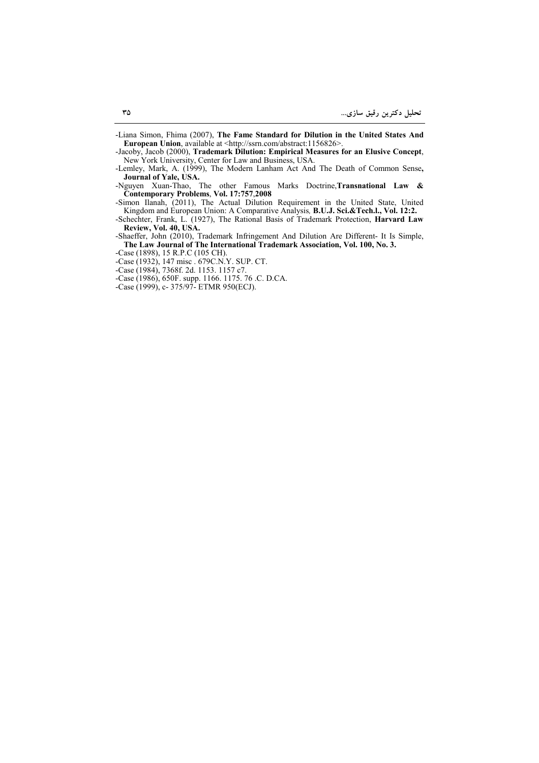-Liana Simon, Fhima (2007), **The Fame Standard for Dilution in the United States And European Union**, available at <http://ssrn.com/abstract:1156826>.

-Jacoby, Jacob (2000), **Trademark Dilution: Empirical Measures for an Elusive Concept**, New York University, Center for Law and Business, USA.

-Lemley, Mark, A. (1999), The Modern Lanham Act And The Death of Common Sense**, Journal of Yale, USA.**

-Nguyen Xuan-Thao, The other Famous Marks Doctrine,**Transnational Law & Contemporary Problems**, **Vol. 17:757**,**2008**

-Simon Ilanah, (2011), The Actual Dilution Requirement in the United State, United Kingdom and European Union: A Comparative Analysis*,* **B.U.J. Sci.&Tech.l., Vol. 12:2.**

-Schechter, Frank, L. (1927), The Rational Basis of Trademark Protection, **Harvard Law Review, Vol. 40, USA.**

-Shaeffer, John (2010), Trademark Infringement And Dilution Are Different- It Is Simple, **The Law Journal of The International Trademark Association, Vol. 100, No. 3.**

-Case (1898), 15 R.P.C (105 CH).

-Case (1932), 147 misc . 679C.N.Y. SUP. CT.

-Case (1984), 7368f. 2d. 1153. 1157 c7.

-Case (1986), 650F. supp. 1166. 1175. 76 .C. D.CA.

-Case (1999), c- 375/97- ETMR 950(ECJ).